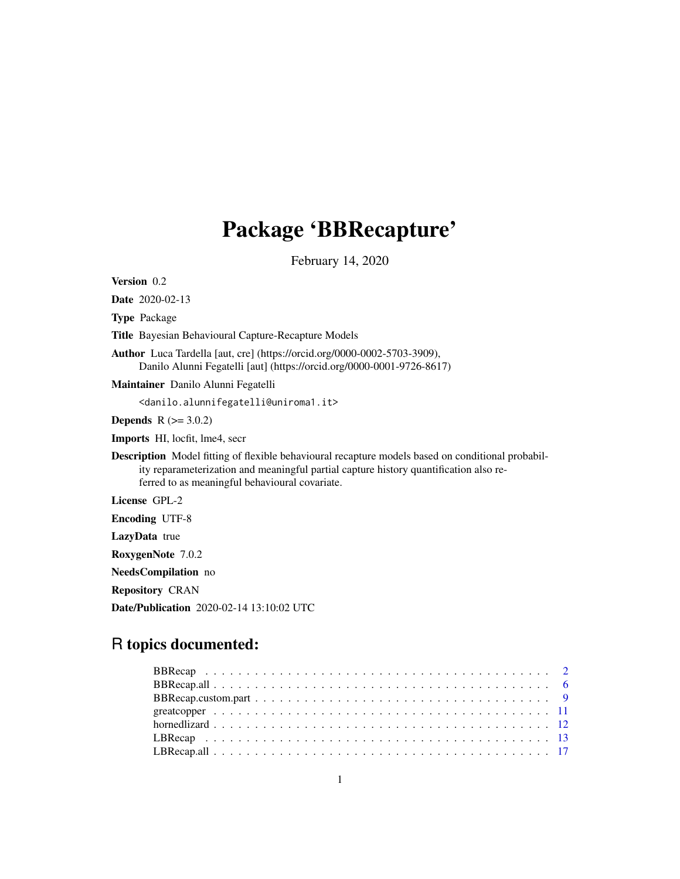# Package 'BBRecapture'

February 14, 2020

**Version** 0.2

**Date** 2020-02-13

**Type** Package

**Title** Bayesian Behavioural Capture-Recapture Models

**Author** Luca Tardella [aut, cre] (https://orcid.org/0000-0002-5703-3909), Danilo Alunni Fegatelli [aut] (https://orcid.org/0000-0001-9726-8617)

**Maintainer** Danilo Alunni Fegatelli

<danilo.alunnifegatelli@uniroma1.it>

**Depends** R (>= 3.0.2)

**Imports** HI, locfit, lme4, secr

**Description** Model fitting of flexible behavioural recapture models based on conditional probability reparameterization and meaningful partial capture history quantification also referred to as meaningful behavioural covariate.

**License** GPL-2

**Encoding** UTF-8

**LazyData** true

**RoxygenNote** 7.0.2

**NeedsCompilation** no

**Repository** CRAN

**Date/Publication** 2020-02-14 13:10:02 UTC

## R topics documented:

- BBRecap . . . . . . . . . . . . . . . . . . . . . . . . . . . . . . . . . . . . . . . . . 2
- BBRecap.all . . . . . . . . . . . . . . . . . . . . . . . . . . . . . . . . . . . . . . . . 6
- BBRecap.custom.part . . . . . . . . . . . . . . . . . . . . . . . . . . . . . . . . . . . 9
- greatcopper . . . . . . . . . . . . . . . . . . . . . . . . . . . . . . . . . . . . . . . . 11
- hornedlizard . . . . . . . . . . . . . . . . . . . . . . . . . . . . . . . . . . . . . . . 12
- LBRecap . . . . . . . . . . . . . . . . . . . . . . . . . . . . . . . . . . . . . . . . . 13
- LBRecap.all . . . . . . . . . . . . . . . . . . . . . . . . . . . . . . . . . . . . . . . . 17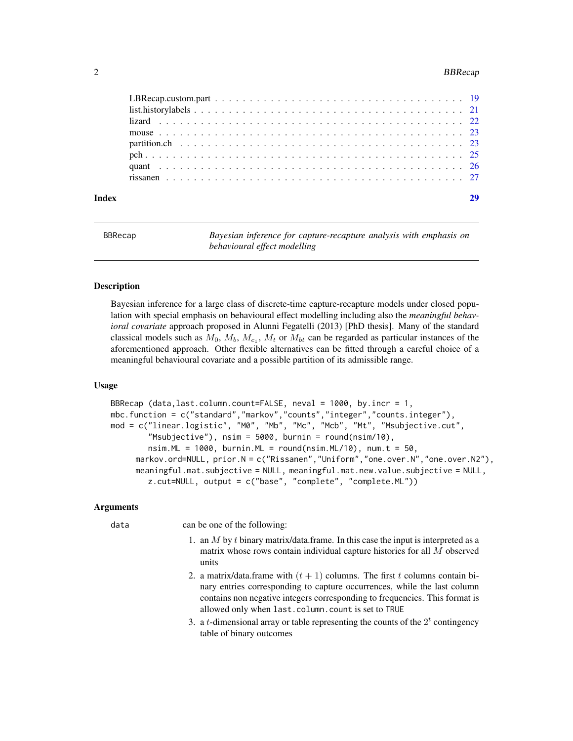LBRecap.custom.part . . . . . . . . . . . . . . . . . . . . . . . . . . . . . . . . . . 19
list.historylabels . . . . . . . . . . . . . . . . . . . . . . . . . . . . . . . . . . . . 21
lizard . . . . . . . . . . . . . . . . . . . . . . . . . . . . . . . . . . . . . . . . . 22
mouse . . . . . . . . . . . . . . . . . . . . . . . . . . . . . . . . . . . . . . . . . 23
partition.ch . . . . . . . . . . . . . . . . . . . . . . . . . . . . . . . . . . . . . . 23
pch . . . . . . . . . . . . . . . . . . . . . . . . . . . . . . . . . . . . . . . . . . 25
quant . . . . . . . . . . . . . . . . . . . . . . . . . . . . . . . . . . . . . . . . . 26
rissanen . . . . . . . . . . . . . . . . . . . . . . . . . . . . . . . . . . . . . . . 27

**Index** **29**

---

## BBRecap

*Bayesian inference for capture-recapture analysis with emphasis on behavioural effect modelling*

### Description

Bayesian inference for a large class of discrete-time capture-recapture models under closed population with special emphasis on behavioural effect modelling including also the *meaningful behavioral covariate* approach proposed in Alunni Fegatelli (2013) [PhD thesis]. Many of the standard classical models such as $M_0$, $M_b$, $M_{c_1}$, $M_t$ or $M_{bt}$ can be regarded as particular instances of the aforementioned approach. Other flexible alternatives can be fitted through a careful choice of a meaningful behavioural covariate and a possible partition of its admissible range.

### Usage

```
BBRecap (data,last.column.count=FALSE, neval = 1000, by.incr = 1,
mbc.function = c("standard","markov","counts","integer","counts.integer"),
mod = c("linear.logistic", "M0", "Mb", "Mc", "Mcb", "Mt", "Msubjective.cut",
        "Msubjective"), nsim = 5000, burnin = round(nsim/10),
        nsim.ML = 1000, burnin.ML = round(nsim.ML/10), num.t = 50,
      markov.ord=NULL, prior.N = c("Rissanen","Uniform","one.over.N","one.over.N2"),
      meaningful.mat.subjective = NULL, meaningful.mat.new.value.subjective = NULL,
        z.cut=NULL, output = c("base", "complete", "complete.ML"))
```

### Arguments

`data` can be one of the following:

1. an $M$ by $t$ binary matrix/data.frame. In this case the input is interpreted as a matrix whose rows contain individual capture histories for all $M$ observed units
2. a matrix/data.frame with $(t+1)$ columns. The first $t$ columns contain binary entries corresponding to capture occurrences, while the last column contains non negative integers corresponding to frequencies. This format is allowed only when `last.column.count` is set to `TRUE`
3. a $t$-dimensional array or table representing the counts of the $2^t$ contingency table of binary outcomes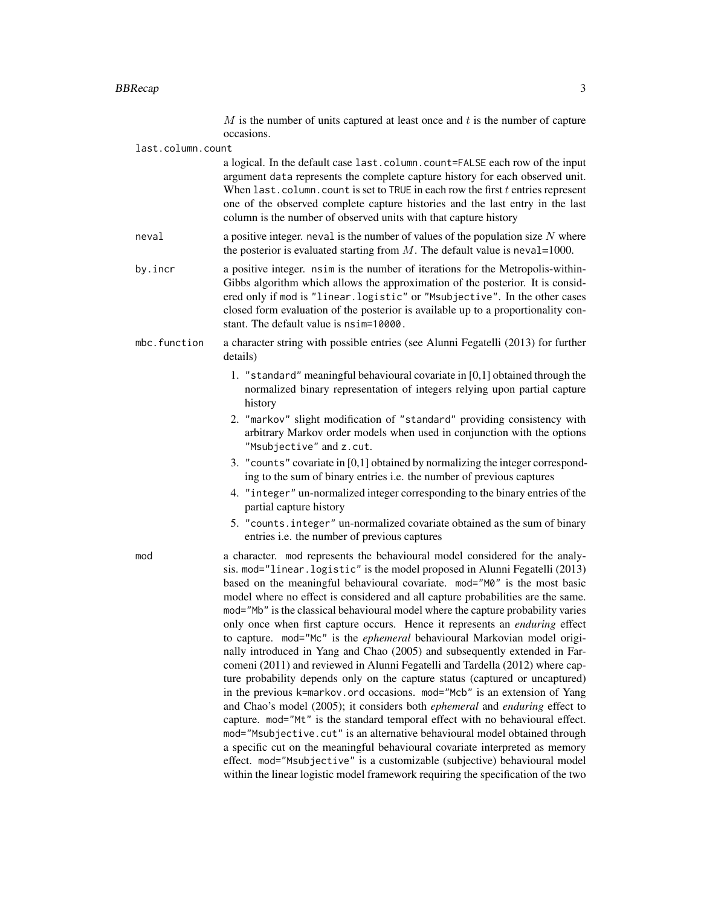$M$ is the number of units captured at least once and $t$ is the number of capture occasions.

**last.column.count**
: a logical. In the default case `last.column.count=FALSE` each row of the input argument `data` represents the complete capture history for each observed unit. When `last.column.count` is set to `TRUE` in each row the first $t$ entries represent one of the observed complete capture histories and the last entry in the last column is the number of observed units with that capture history

**neval**
: a positive integer. `neval` is the number of values of the population size $N$ where the posterior is evaluated starting from $M$. The default value is `neval`=1000.

**by.incr**
: a positive integer. `nsim` is the number of iterations for the Metropolis-within-Gibbs algorithm which allows the approximation of the posterior. It is considered only if `mod` is `"linear.logistic"` or `"Msubjective"`. In the other cases closed form evaluation of the posterior is available up to a proportionality constant. The default value is `nsim=10000`.

**mbc.function**
: a character string with possible entries (see Alunni Fegatelli (2013) for further details)

1. `"standard"` meaningful behavioural covariate in [0,1] obtained through the normalized binary representation of integers relying upon partial capture history
2. `"markov"` slight modification of `"standard"` providing consistency with arbitrary Markov order models when used in conjunction with the options `"Msubjective"` and `z.cut`.
3. `"counts"` covariate in [0,1] obtained by normalizing the integer corresponding to the sum of binary entries i.e. the number of previous captures
4. `"integer"` un-normalized integer corresponding to the binary entries of the partial capture history
5. `"counts.integer"` un-normalized covariate obtained as the sum of binary entries i.e. the number of previous captures

**mod**
: a character. `mod` represents the behavioural model considered for the analysis. `mod="linear.logistic"` is the model proposed in Alunni Fegatelli (2013) based on the meaningful behavioural covariate. `mod="M0"` is the most basic model where no effect is considered and all capture probabilities are the same. `mod="Mb"` is the classical behavioural model where the capture probability varies only once when first capture occurs. Hence it represents an *enduring* effect to capture. `mod="Mc"` is the *ephemeral* behavioural Markovian model originally introduced in Yang and Chao (2005) and subsequently extended in Farcomeni (2011) and reviewed in Alunni Fegatelli and Tardella (2012) where capture probability depends only on the capture status (captured or uncaptured) in the previous `k=markov.ord` occasions. `mod="Mcb"` is an extension of Yang and Chao's model (2005); it considers both *ephemeral* and *enduring* effect to capture. `mod="Mt"` is the standard temporal effect with no behavioural effect. `mod="Msubjective.cut"` is an alternative behavioural model obtained through a specific cut on the meaningful behavioural covariate interpreted as memory effect. `mod="Msubjective"` is a customizable (subjective) behavioural model within the linear logistic model framework requiring the specification of the two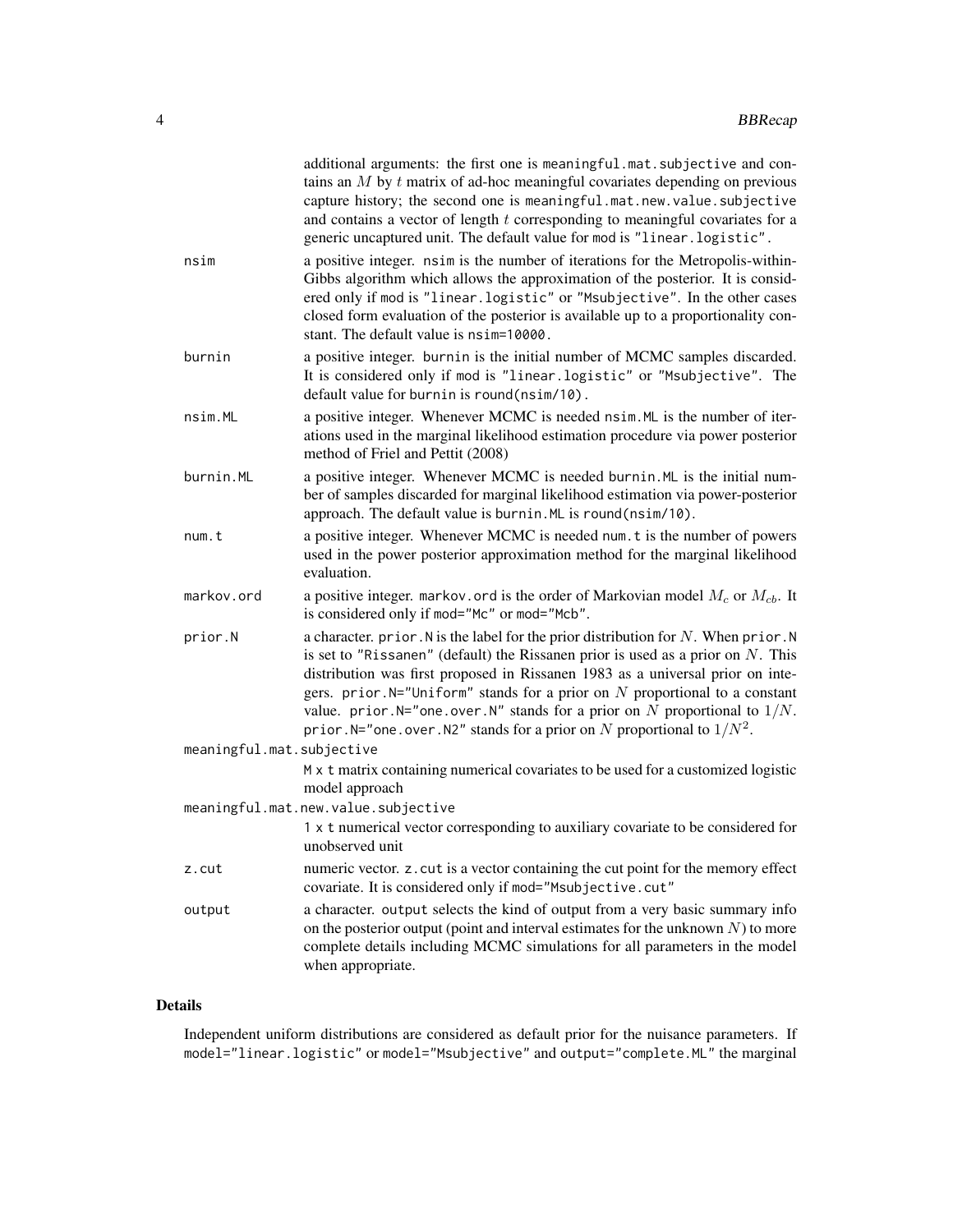additional arguments: the first one is `meaningful.mat.subjective` and contains an $M$ by $t$ matrix of ad-hoc meaningful covariates depending on previous capture history; the second one is `meaningful.mat.new.value.subjective` and contains a vector of length $t$ corresponding to meaningful covariates for a generic uncaptured unit. The default value for `mod` is `"linear.logistic"`.

`nsim`
: a positive integer. `nsim` is the number of iterations for the Metropolis-within-Gibbs algorithm which allows the approximation of the posterior. It is considered only if `mod` is `"linear.logistic"` or `"Msubjective"`. In the other cases closed form evaluation of the posterior is available up to a proportionality constant. The default value is `nsim=10000`.

`burnin`
: a positive integer. `burnin` is the initial number of MCMC samples discarded. It is considered only if `mod` is `"linear.logistic"` or `"Msubjective"`. The default value for `burnin` is `round(nsim/10)`.

`nsim.ML`
: a positive integer. Whenever MCMC is needed `nsim.ML` is the number of iterations used in the marginal likelihood estimation procedure via power posterior method of Friel and Pettit (2008)

`burnin.ML`
: a positive integer. Whenever MCMC is needed `burnin.ML` is the initial number of samples discarded for marginal likelihood estimation via power-posterior approach. The default value is `burnin.ML` is `round(nsim/10)`.

`num.t`
: a positive integer. Whenever MCMC is needed `num.t` is the number of powers used in the power posterior approximation method for the marginal likelihood evaluation.

`markov.ord`
: a positive integer. `markov.ord` is the order of Markovian model $M_c$ or $M_{cb}$. It is considered only if `mod="Mc"` or `mod="Mcb"`.

`prior.N`
: a character. `prior.N` is the label for the prior distribution for $N$. When `prior.N` is set to `"Rissanen"` (default) the Rissanen prior is used as a prior on $N$. This distribution was first proposed in Rissanen 1983 as a universal prior on integers. `prior.N="Uniform"` stands for a prior on $N$ proportional to a constant value. `prior.N="one.over.N"` stands for a prior on $N$ proportional to $1/N$. `prior.N="one.over.N2"` stands for a prior on $N$ proportional to $1/N^2$.

`meaningful.mat.subjective`
: `M x t` matrix containing numerical covariates to be used for a customized logistic model approach

`meaningful.mat.new.value.subjective`
: `1 x t` numerical vector corresponding to auxiliary covariate to be considered for unobserved unit

`z.cut`
: numeric vector. `z.cut` is a vector containing the cut point for the memory effect covariate. It is considered only if `mod="Msubjective.cut"`

`output`
: a character. `output` selects the kind of output from a very basic summary info on the posterior output (point and interval estimates for the unknown $N$) to more complete details including MCMC simulations for all parameters in the model when appropriate.

## Details

Independent uniform distributions are considered as default prior for the nuisance parameters. If `model="linear.logistic"` or `model="Msubjective"` and `output="complete.ML"` the marginal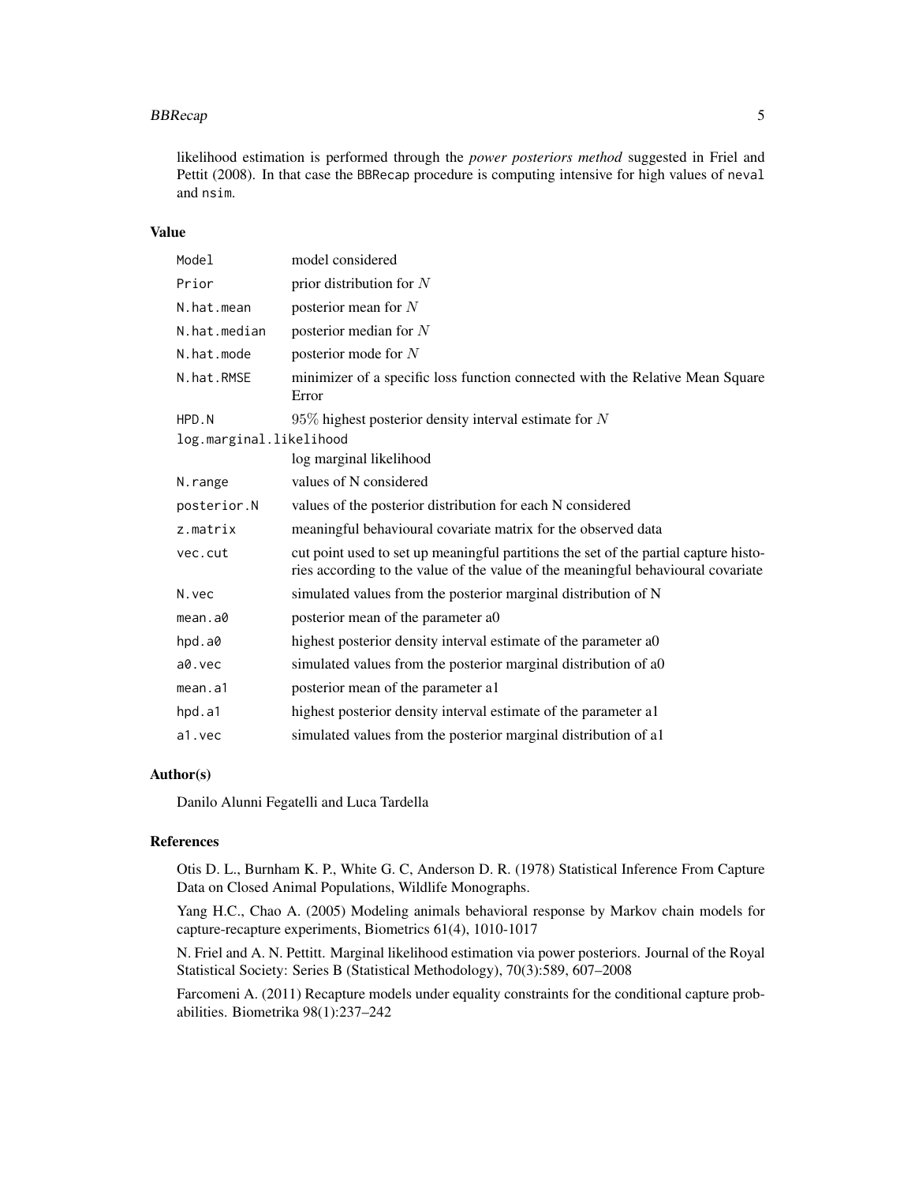likelihood estimation is performed through the *power posteriors method* suggested in Friel and Pettit (2008). In that case the `BBRecap` procedure is computing intensive for high values of `neval` and `nsim`.

## Value

| | |
|---|---|
| `Model` | model considered |
| `Prior` | prior distribution for $N$ |
| `N.hat.mean` | posterior mean for $N$ |
| `N.hat.median` | posterior median for $N$ |
| `N.hat.mode` | posterior mode for $N$ |
| `N.hat.RMSE` | minimizer of a specific loss function connected with the Relative Mean Square Error |
| `HPD.N` | $95\%$ highest posterior density interval estimate for $N$ |
| `log.marginal.likelihood` | log marginal likelihood |
| `N.range` | values of N considered |
| `posterior.N` | values of the posterior distribution for each N considered |
| `z.matrix` | meaningful behavioural covariate matrix for the observed data |
| `vec.cut` | cut point used to set up meaningful partitions the set of the partial capture histories according to the value of the value of the meaningful behavioural covariate |
| `N.vec` | simulated values from the posterior marginal distribution of N |
| `mean.a0` | posterior mean of the parameter a0 |
| `hpd.a0` | highest posterior density interval estimate of the parameter a0 |
| `a0.vec` | simulated values from the posterior marginal distribution of a0 |
| `mean.a1` | posterior mean of the parameter a1 |
| `hpd.a1` | highest posterior density interval estimate of the parameter a1 |
| `a1.vec` | simulated values from the posterior marginal distribution of a1 |

## Author(s)

Danilo Alunni Fegatelli and Luca Tardella

## References

Otis D. L., Burnham K. P., White G. C, Anderson D. R. (1978) Statistical Inference From Capture Data on Closed Animal Populations, Wildlife Monographs.

Yang H.C., Chao A. (2005) Modeling animals behavioral response by Markov chain models for capture-recapture experiments, Biometrics 61(4), 1010-1017

N. Friel and A. N. Pettitt. Marginal likelihood estimation via power posteriors. Journal of the Royal Statistical Society: Series B (Statistical Methodology), 70(3):589, 607–2008

Farcomeni A. (2011) Recapture models under equality constraints for the conditional capture probabilities. Biometrika 98(1):237–242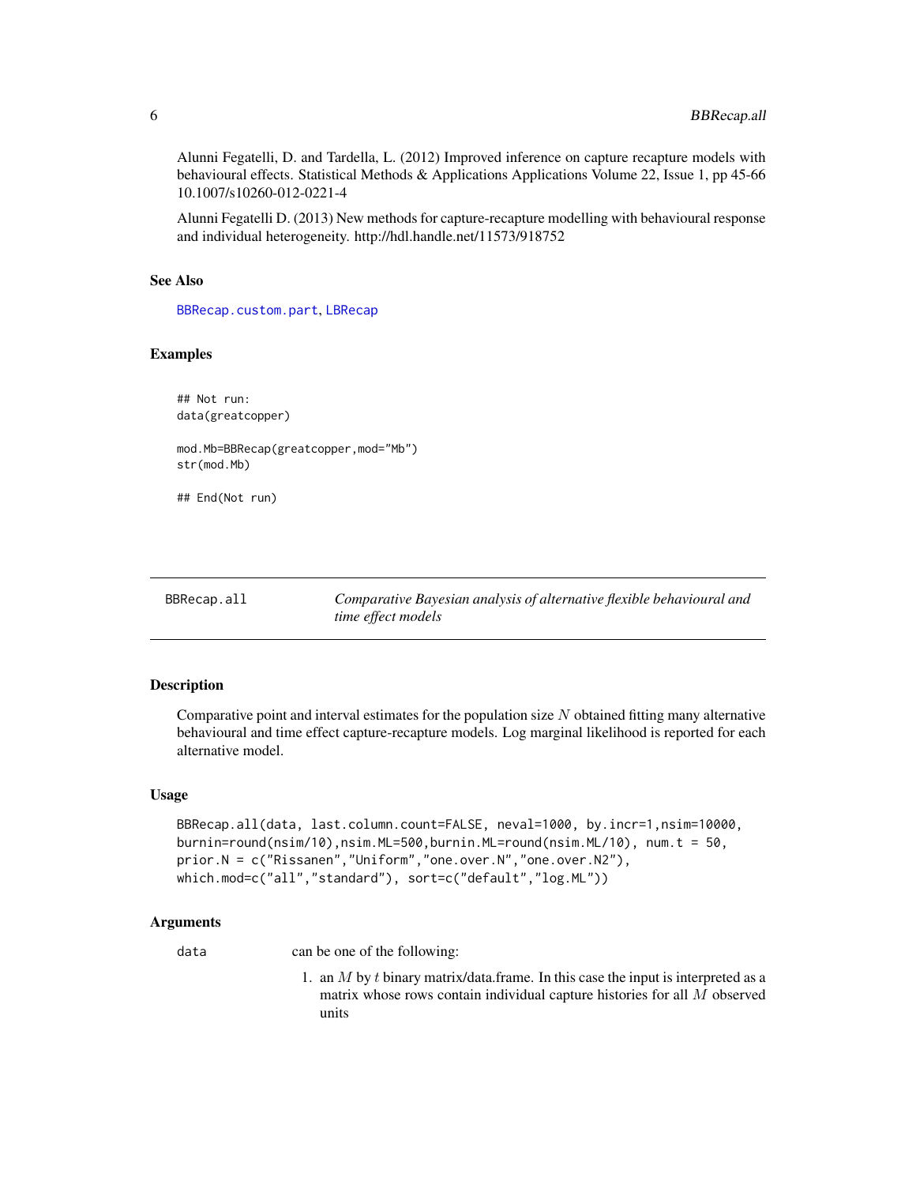Alunni Fegatelli, D. and Tardella, L. (2012) Improved inference on capture recapture models with behavioural effects. Statistical Methods & Applications Applications Volume 22, Issue 1, pp 45-66 10.1007/s10260-012-0221-4

Alunni Fegatelli D. (2013) New methods for capture-recapture modelling with behavioural response and individual heterogeneity. http://hdl.handle.net/11573/918752

### See Also

BBRecap.custom.part, LBRecap

### Examples

```
## Not run:
data(greatcopper)

mod.Mb=BBRecap(greatcopper,mod="Mb")
str(mod.Mb)

## End(Not run)
```

---

## BBRecap.all    *Comparative Bayesian analysis of alternative flexible behavioural and time effect models*

### Description

Comparative point and interval estimates for the population size $N$ obtained fitting many alternative behavioural and time effect capture-recapture models. Log marginal likelihood is reported for each alternative model.

### Usage

```
BBRecap.all(data, last.column.count=FALSE, neval=1000, by.incr=1,nsim=10000,
burnin=round(nsim/10),nsim.ML=500,burnin.ML=round(nsim.ML/10), num.t = 50,
prior.N = c("Rissanen","Uniform","one.over.N","one.over.N2"),
which.mod=c("all","standard"), sort=c("default","log.ML"))
```

### Arguments

data    can be one of the following:

1. an $M$ by $t$ binary matrix/data.frame. In this case the input is interpreted as a matrix whose rows contain individual capture histories for all $M$ observed units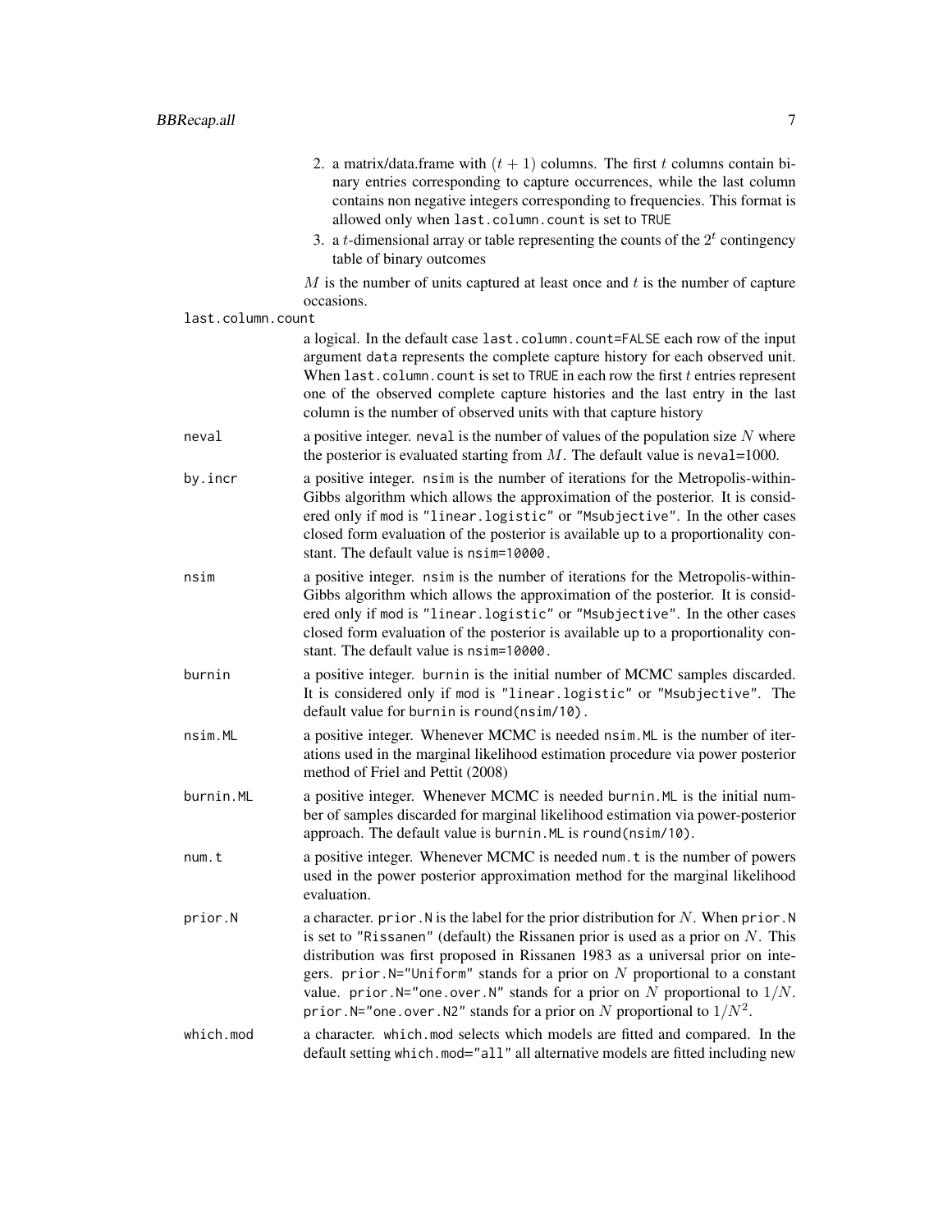2. a matrix/data.frame with $(t+1)$ columns. The first $t$ columns contain binary entries corresponding to capture occurrences, while the last column contains non negative integers corresponding to frequencies. This format is allowed only when `last.column.count` is set to `TRUE`
3. a $t$-dimensional array or table representing the counts of the $2^t$ contingency table of binary outcomes

$M$ is the number of units captured at least once and $t$ is the number of capture occasions.

`last.column.count`
: a logical. In the default case `last.column.count=FALSE` each row of the input argument `data` represents the complete capture history for each observed unit. When `last.column.count` is set to `TRUE` in each row the first $t$ entries represent one of the observed complete capture histories and the last entry in the last column is the number of observed units with that capture history

`neval`
: a positive integer. `neval` is the number of values of the population size $N$ where the posterior is evaluated starting from $M$. The default value is `neval`=1000.

`by.incr`
: a positive integer. `nsim` is the number of iterations for the Metropolis-within-Gibbs algorithm which allows the approximation of the posterior. It is considered only if `mod` is `"linear.logistic"` or `"Msubjective"`. In the other cases closed form evaluation of the posterior is available up to a proportionality constant. The default value is `nsim=10000`.

`nsim`
: a positive integer. `nsim` is the number of iterations for the Metropolis-within-Gibbs algorithm which allows the approximation of the posterior. It is considered only if `mod` is `"linear.logistic"` or `"Msubjective"`. In the other cases closed form evaluation of the posterior is available up to a proportionality constant. The default value is `nsim=10000`.

`burnin`
: a positive integer. `burnin` is the initial number of MCMC samples discarded. It is considered only if `mod` is `"linear.logistic"` or `"Msubjective"`. The default value for `burnin` is `round(nsim/10)`.

`nsim.ML`
: a positive integer. Whenever MCMC is needed `nsim.ML` is the number of iterations used in the marginal likelihood estimation procedure via power posterior method of Friel and Pettit (2008)

`burnin.ML`
: a positive integer. Whenever MCMC is needed `burnin.ML` is the initial number of samples discarded for marginal likelihood estimation via power-posterior approach. The default value is `burnin.ML` is `round(nsim/10)`.

`num.t`
: a positive integer. Whenever MCMC is needed `num.t` is the number of powers used in the power posterior approximation method for the marginal likelihood evaluation.

`prior.N`
: a character. `prior.N` is the label for the prior distribution for $N$. When `prior.N` is set to `"Rissanen"` (default) the Rissanen prior is used as a prior on $N$. This distribution was first proposed in Rissanen 1983 as a universal prior on integers. `prior.N="Uniform"` stands for a prior on $N$ proportional to a constant value. `prior.N="one.over.N"` stands for a prior on $N$ proportional to $1/N$. `prior.N="one.over.N2"` stands for a prior on $N$ proportional to $1/N^2$.

`which.mod`
: a character. `which.mod` selects which models are fitted and compared. In the default setting `which.mod="all"` all alternative models are fitted including new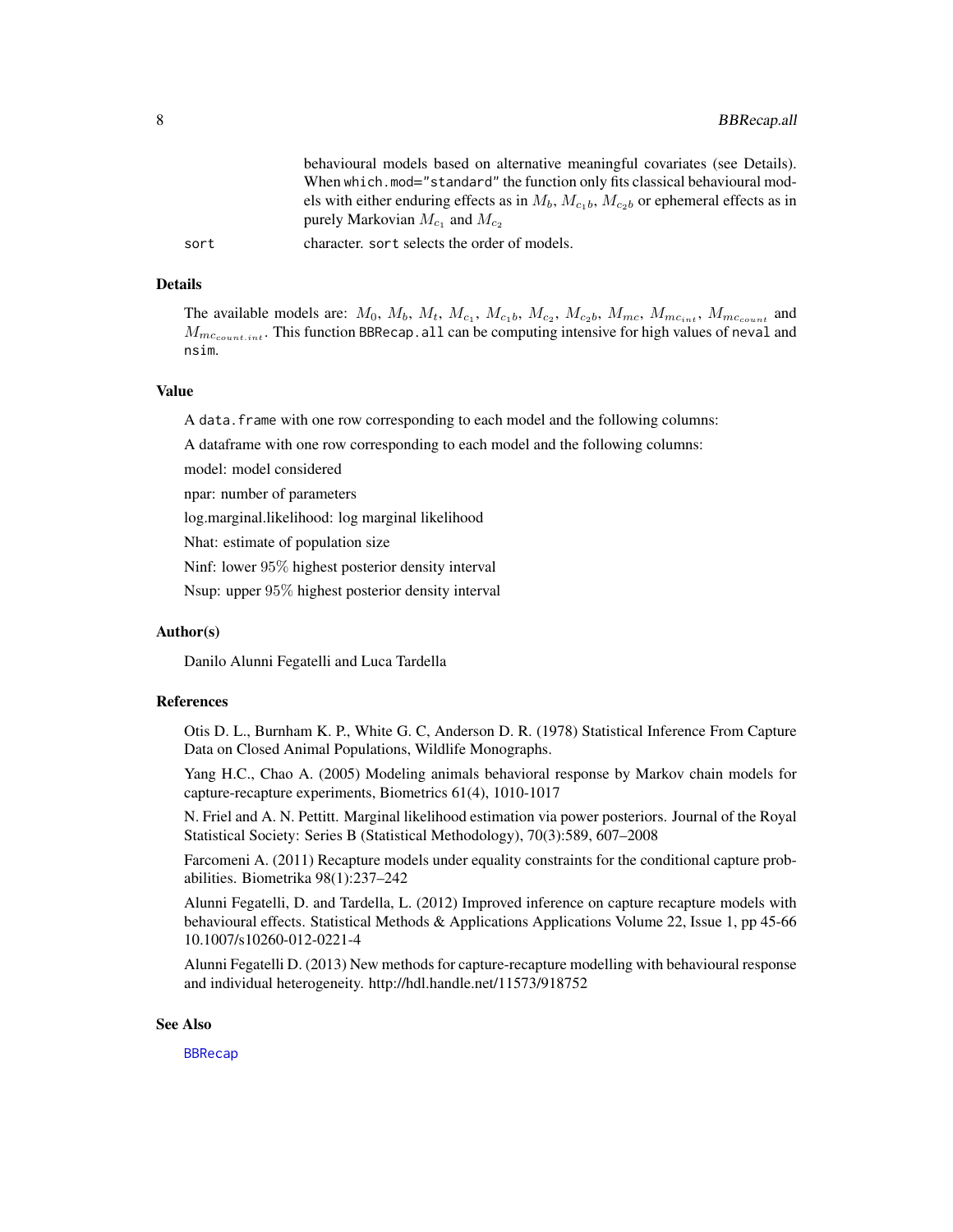behavioural models based on alternative meaningful covariates (see Details). When `which.mod="standard"` the function only fits classical behavioural models with either enduring effects as in $M_b$, $M_{c_1 b}$, $M_{c_2 b}$ or ephemeral effects as in purely Markovian $M_{c_1}$ and $M_{c_2}$

`sort` character. `sort` selects the order of models.

### Details

The available models are: $M_0$, $M_b$, $M_t$, $M_{c_1}$, $M_{c_1 b}$, $M_{c_2}$, $M_{c_2 b}$, $M_{mc}$, $M_{mc_{int}}$, $M_{mc_{count}}$ and $M_{mc_{count.int}}$. This function `BBRecap.all` can be computing intensive for high values of `neval` and `nsim`.

### Value

A `data.frame` with one row corresponding to each model and the following columns:

A dataframe with one row corresponding to each model and the following columns:

model: model considered

npar: number of parameters

log.marginal.likelihood: log marginal likelihood

Nhat: estimate of population size

Ninf: lower $95\%$ highest posterior density interval

Nsup: upper $95\%$ highest posterior density interval

### Author(s)

Danilo Alunni Fegatelli and Luca Tardella

### References

Otis D. L., Burnham K. P., White G. C, Anderson D. R. (1978) Statistical Inference From Capture Data on Closed Animal Populations, Wildlife Monographs.

Yang H.C., Chao A. (2005) Modeling animals behavioral response by Markov chain models for capture-recapture experiments, Biometrics 61(4), 1010-1017

N. Friel and A. N. Pettitt. Marginal likelihood estimation via power posteriors. Journal of the Royal Statistical Society: Series B (Statistical Methodology), 70(3):589, 607–2008

Farcomeni A. (2011) Recapture models under equality constraints for the conditional capture probabilities. Biometrika 98(1):237–242

Alunni Fegatelli, D. and Tardella, L. (2012) Improved inference on capture recapture models with behavioural effects. Statistical Methods & Applications Applications Volume 22, Issue 1, pp 45-66 10.1007/s10260-012-0221-4

Alunni Fegatelli D. (2013) New methods for capture-recapture modelling with behavioural response and individual heterogeneity. http://hdl.handle.net/11573/918752

### See Also

`BBRecap`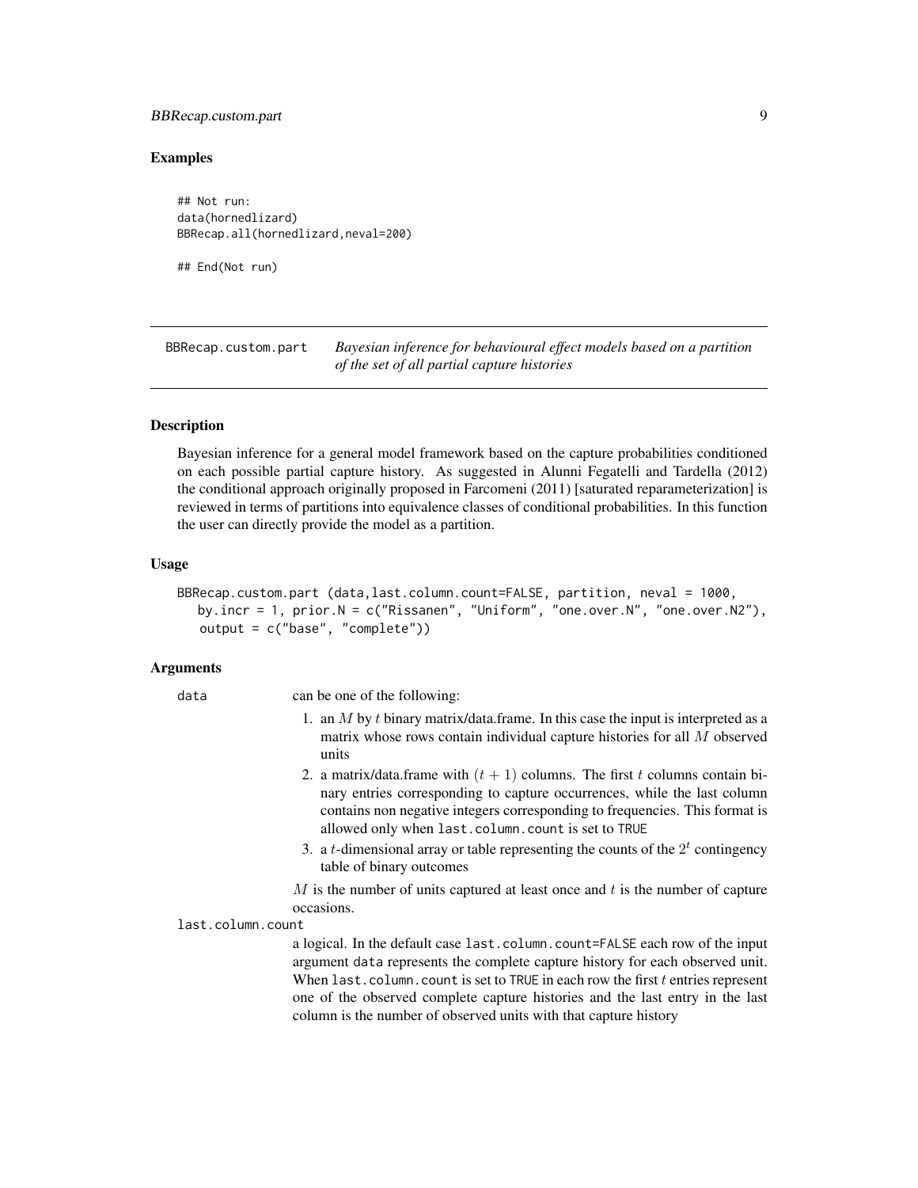## Examples

```
## Not run:
data(hornedlizard)
BBRecap.all(hornedlizard,neval=200)

## End(Not run)
```

---

## BBRecap.custom.part — *Bayesian inference for behavioural effect models based on a partition of the set of all partial capture histories*

---

### Description

Bayesian inference for a general model framework based on the capture probabilities conditioned on each possible partial capture history. As suggested in Alunni Fegatelli and Tardella (2012) the conditional approach originally proposed in Farcomeni (2011) [saturated reparameterization] is reviewed in terms of partitions into equivalence classes of conditional probabilities. In this function the user can directly provide the model as a partition.

### Usage

```
BBRecap.custom.part (data,last.column.count=FALSE, partition, neval = 1000,
   by.incr = 1, prior.N = c("Rissanen", "Uniform", "one.over.N", "one.over.N2"),
   output = c("base", "complete"))
```

### Arguments

**data** can be one of the following:

1. an $M$ by $t$ binary matrix/data.frame. In this case the input is interpreted as a matrix whose rows contain individual capture histories for all $M$ observed units
2. a matrix/data.frame with $(t + 1)$ columns. The first $t$ columns contain binary entries corresponding to capture occurrences, while the last column contains non negative integers corresponding to frequencies. This format is allowed only when `last.column.count` is set to `TRUE`
3. a $t$-dimensional array or table representing the counts of the $2^t$ contingency table of binary outcomes

$M$ is the number of units captured at least once and $t$ is the number of capture occasions.

**last.column.count** a logical. In the default case `last.column.count=FALSE` each row of the input argument `data` represents the complete capture history for each observed unit. When `last.column.count` is set to `TRUE` in each row the first $t$ entries represent one of the observed complete capture histories and the last entry in the last column is the number of observed units with that capture history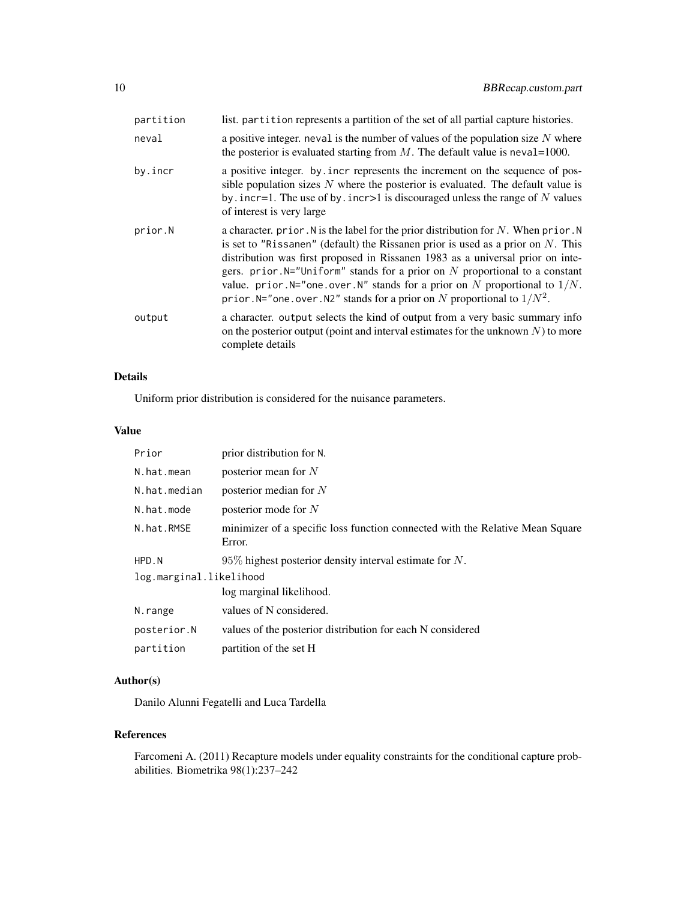| | |
|---|---|
| partition | list. partition represents a partition of the set of all partial capture histories. |
| neval | a positive integer. neval is the number of values of the population size $N$ where the posterior is evaluated starting from $M$. The default value is neval=1000. |
| by.incr | a positive integer. by.incr represents the increment on the sequence of possible population sizes $N$ where the posterior is evaluated. The default value is by.incr=1. The use of by.incr>1 is discouraged unless the range of $N$ values of interest is very large |
| prior.N | a character. prior.N is the label for the prior distribution for $N$. When prior.N is set to "Rissanen" (default) the Rissanen prior is used as a prior on $N$. This distribution was first proposed in Rissanen 1983 as a universal prior on integers. prior.N="Uniform" stands for a prior on $N$ proportional to a constant value. prior.N="one.over.N" stands for a prior on $N$ proportional to $1/N$. prior.N="one.over.N2" stands for a prior on $N$ proportional to $1/N^2$. |
| output | a character. output selects the kind of output from a very basic summary info on the posterior output (point and interval estimates for the unknown $N$) to more complete details |

## Details

Uniform prior distribution is considered for the nuisance parameters.

## Value

| | |
|---|---|
| Prior | prior distribution for N. |
| N.hat.mean | posterior mean for $N$ |
| N.hat.median | posterior median for $N$ |
| N.hat.mode | posterior mode for $N$ |
| N.hat.RMSE | minimizer of a specific loss function connected with the Relative Mean Square Error. |
| HPD.N | 95% highest posterior density interval estimate for $N$. |
| log.marginal.likelihood | log marginal likelihood. |
| N.range | values of N considered. |
| posterior.N | values of the posterior distribution for each N considered |
| partition | partition of the set H |

## Author(s)

Danilo Alunni Fegatelli and Luca Tardella

## References

Farcomeni A. (2011) Recapture models under equality constraints for the conditional capture probabilities. Biometrika 98(1):237–242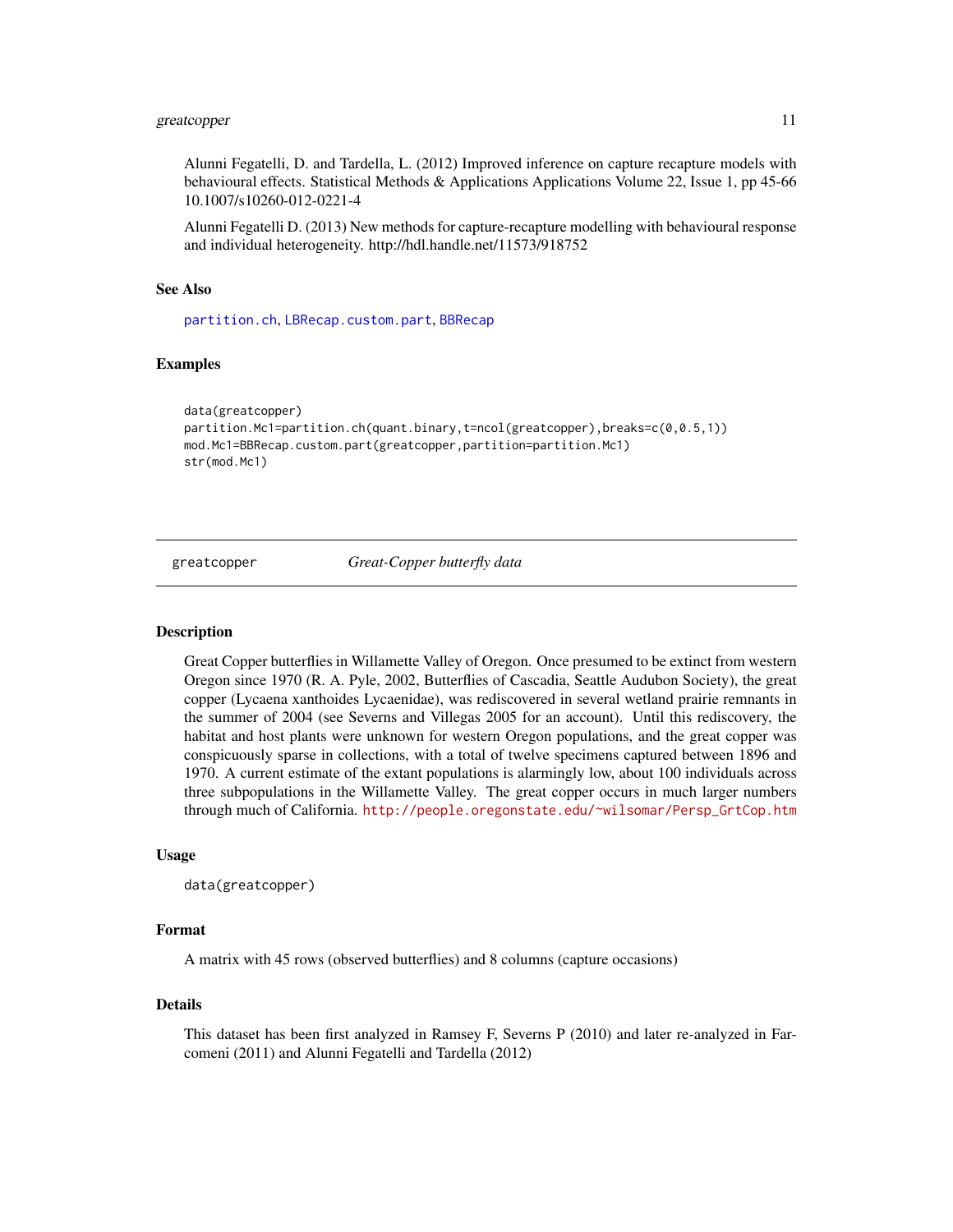Alunni Fegatelli, D. and Tardella, L. (2012) Improved inference on capture recapture models with behavioural effects. Statistical Methods & Applications Applications Volume 22, Issue 1, pp 45-66 10.1007/s10260-012-0221-4

Alunni Fegatelli D. (2013) New methods for capture-recapture modelling with behavioural response and individual heterogeneity. http://hdl.handle.net/11573/918752

### See Also

partition.ch, LBRecap.custom.part, BBRecap

### Examples

```
data(greatcopper)
partition.Mc1=partition.ch(quant.binary,t=ncol(greatcopper),breaks=c(0,0.5,1))
mod.Mc1=BBRecap.custom.part(greatcopper,partition=partition.Mc1)
str(mod.Mc1)
```

---

## greatcopper *Great-Copper butterfly data*

### Description

Great Copper butterflies in Willamette Valley of Oregon. Once presumed to be extinct from western Oregon since 1970 (R. A. Pyle, 2002, Butterflies of Cascadia, Seattle Audubon Society), the great copper (Lycaena xanthoides Lycaenidae), was rediscovered in several wetland prairie remnants in the summer of 2004 (see Severns and Villegas 2005 for an account). Until this rediscovery, the habitat and host plants were unknown for western Oregon populations, and the great copper was conspicuously sparse in collections, with a total of twelve specimens captured between 1896 and 1970. A current estimate of the extant populations is alarmingly low, about 100 individuals across three subpopulations in the Willamette Valley. The great copper occurs in much larger numbers through much of California. http://people.oregonstate.edu/~wilsomar/Persp_GrtCop.htm

### Usage

```
data(greatcopper)
```

### Format

A matrix with 45 rows (observed butterflies) and 8 columns (capture occasions)

### Details

This dataset has been first analyzed in Ramsey F, Severns P (2010) and later re-analyzed in Farcomeni (2011) and Alunni Fegatelli and Tardella (2012)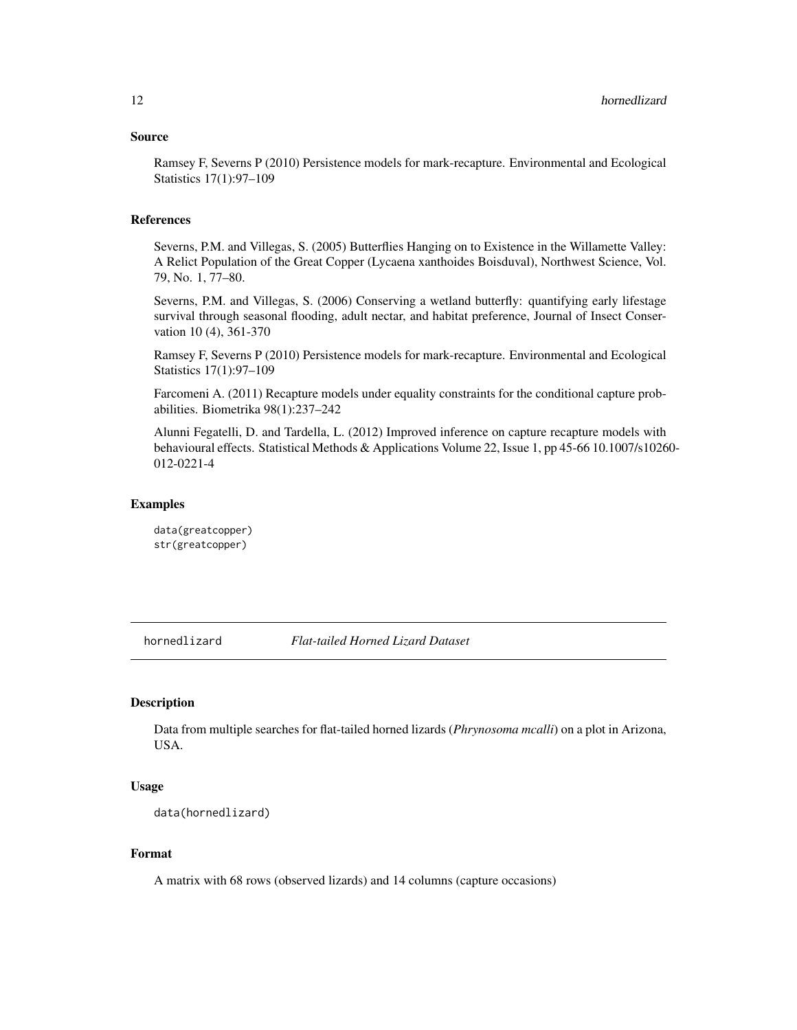## Source

Ramsey F, Severns P (2010) Persistence models for mark-recapture. Environmental and Ecological Statistics 17(1):97–109

## References

Severns, P.M. and Villegas, S. (2005) Butterflies Hanging on to Existence in the Willamette Valley: A Relict Population of the Great Copper (Lycaena xanthoides Boisduval), Northwest Science, Vol. 79, No. 1, 77–80.

Severns, P.M. and Villegas, S. (2006) Conserving a wetland butterfly: quantifying early lifestage survival through seasonal flooding, adult nectar, and habitat preference, Journal of Insect Conservation 10 (4), 361-370

Ramsey F, Severns P (2010) Persistence models for mark-recapture. Environmental and Ecological Statistics 17(1):97–109

Farcomeni A. (2011) Recapture models under equality constraints for the conditional capture probabilities. Biometrika 98(1):237–242

Alunni Fegatelli, D. and Tardella, L. (2012) Improved inference on capture recapture models with behavioural effects. Statistical Methods & Applications Volume 22, Issue 1, pp 45-66 10.1007/s10260-012-0221-4

## Examples

```
data(greatcopper)
str(greatcopper)
```

---

# hornedlizard *Flat-tailed Horned Lizard Dataset*

## Description

Data from multiple searches for flat-tailed horned lizards (*Phrynosoma mcalli*) on a plot in Arizona, USA.

## Usage

```
data(hornedlizard)
```

## Format

A matrix with 68 rows (observed lizards) and 14 columns (capture occasions)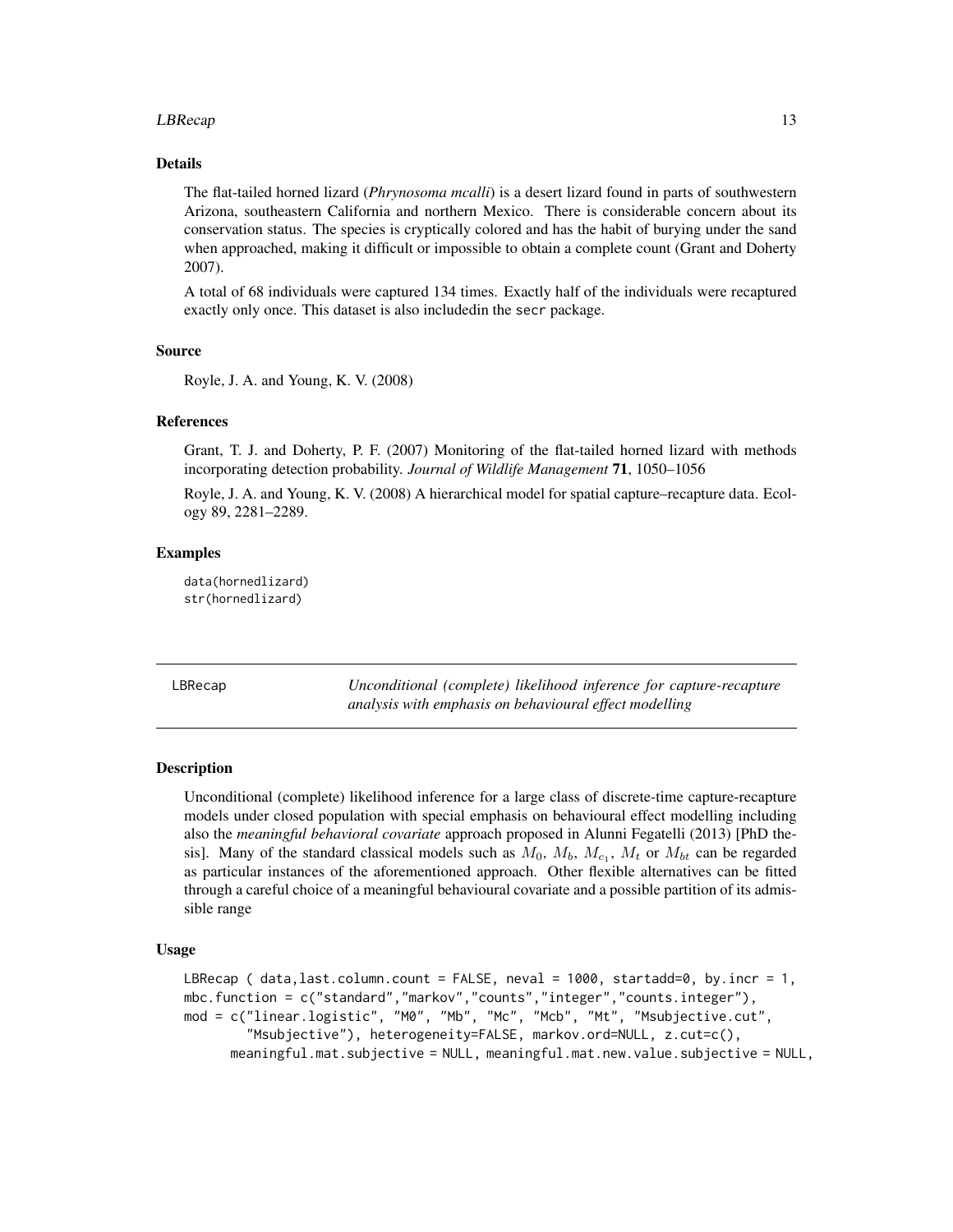### Details

The flat-tailed horned lizard (*Phrynosoma mcalli*) is a desert lizard found in parts of southwestern Arizona, southeastern California and northern Mexico. There is considerable concern about its conservation status. The species is cryptically colored and has the habit of burying under the sand when approached, making it difficult or impossible to obtain a complete count (Grant and Doherty 2007).

A total of 68 individuals were captured 134 times. Exactly half of the individuals were recaptured exactly only once. This dataset is also includedin the secr package.

### Source

Royle, J. A. and Young, K. V. (2008)

### References

Grant, T. J. and Doherty, P. F. (2007) Monitoring of the flat-tailed horned lizard with methods incorporating detection probability. *Journal of Wildlife Management* **71**, 1050–1056

Royle, J. A. and Young, K. V. (2008) A hierarchical model for spatial capture–recapture data. Ecology 89, 2281–2289.

### Examples

```
data(hornedlizard)
str(hornedlizard)
```

---

## LBRecap

*Unconditional (complete) likelihood inference for capture-recapture analysis with emphasis on behavioural effect modelling*

---

### Description

Unconditional (complete) likelihood inference for a large class of discrete-time capture-recapture models under closed population with special emphasis on behavioural effect modelling including also the *meaningful behavioral covariate* approach proposed in Alunni Fegatelli (2013) [PhD thesis]. Many of the standard classical models such as $M_0$, $M_b$, $M_{c_1}$, $M_t$ or $M_{bt}$ can be regarded as particular instances of the aforementioned approach. Other flexible alternatives can be fitted through a careful choice of a meaningful behavioural covariate and a possible partition of its admissible range

### Usage

```
LBRecap ( data,last.column.count = FALSE, neval = 1000, startadd=0, by.incr = 1,
mbc.function = c("standard","markov","counts","integer","counts.integer"),
mod = c("linear.logistic", "M0", "Mb", "Mc", "Mcb", "Mt", "Msubjective.cut",
        "Msubjective"), heterogeneity=FALSE, markov.ord=NULL, z.cut=c(),
      meaningful.mat.subjective = NULL, meaningful.mat.new.value.subjective = NULL,
```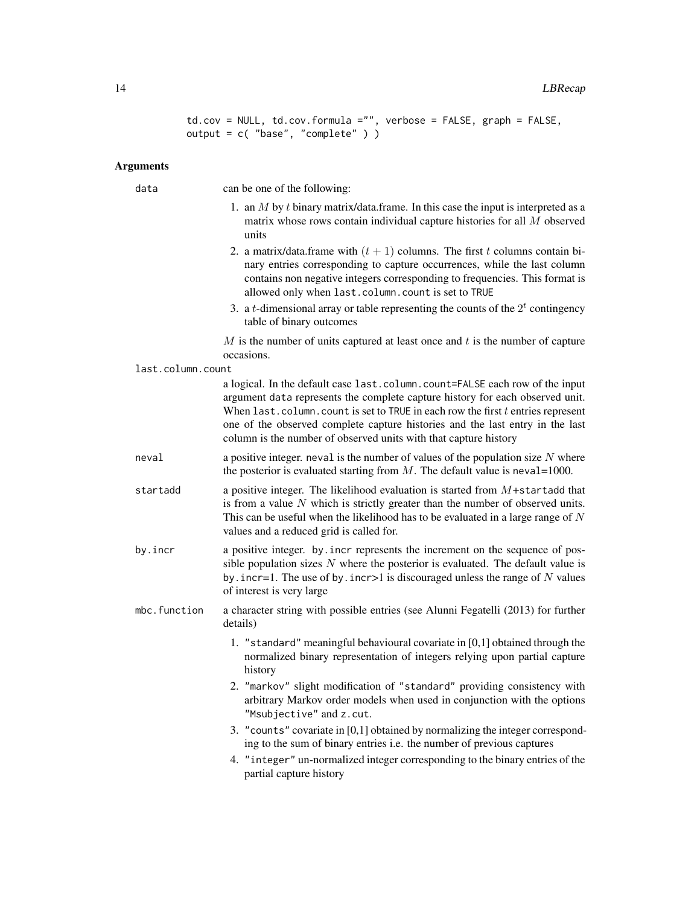```
td.cov = NULL, td.cov.formula ="", verbose = FALSE, graph = FALSE,
output = c( "base", "complete" ) )
```

### Arguments

**data** can be one of the following:

1. an $M$ by $t$ binary matrix/data.frame. In this case the input is interpreted as a matrix whose rows contain individual capture histories for all $M$ observed units
2. a matrix/data.frame with $(t + 1)$ columns. The first $t$ columns contain binary entries corresponding to capture occurrences, while the last column contains non negative integers corresponding to frequencies. This format is allowed only when `last.column.count` is set to `TRUE`
3. a $t$-dimensional array or table representing the counts of the $2^t$ contingency table of binary outcomes

$M$ is the number of units captured at least once and $t$ is the number of capture occasions.

**last.column.count** a logical. In the default case `last.column.count=FALSE` each row of the input argument `data` represents the complete capture history for each observed unit. When `last.column.count` is set to `TRUE` in each row the first $t$ entries represent one of the observed complete capture histories and the last entry in the last column is the number of observed units with that capture history

**neval** a positive integer. `neval` is the number of values of the population size $N$ where the posterior is evaluated starting from $M$. The default value is `neval`=1000.

**startadd** a positive integer. The likelihood evaluation is started from $M$+`startadd` that is from a value $N$ which is strictly greater than the number of observed units. This can be useful when the likelihood has to be evaluated in a large range of $N$ values and a reduced grid is called for.

**by.incr** a positive integer. `by.incr` represents the increment on the sequence of possible population sizes $N$ where the posterior is evaluated. The default value is `by.incr`=1. The use of `by.incr`>1 is discouraged unless the range of $N$ values of interest is very large

**mbc.function** a character string with possible entries (see Alunni Fegatelli (2013) for further details)

1. `"standard"` meaningful behavioural covariate in [0,1] obtained through the normalized binary representation of integers relying upon partial capture history
2. `"markov"` slight modification of `"standard"` providing consistency with arbitrary Markov order models when used in conjunction with the options `"Msubjective"` and `z.cut`.
3. `"counts"` covariate in [0,1] obtained by normalizing the integer corresponding to the sum of binary entries i.e. the number of previous captures
4. `"integer"` un-normalized integer corresponding to the binary entries of the partial capture history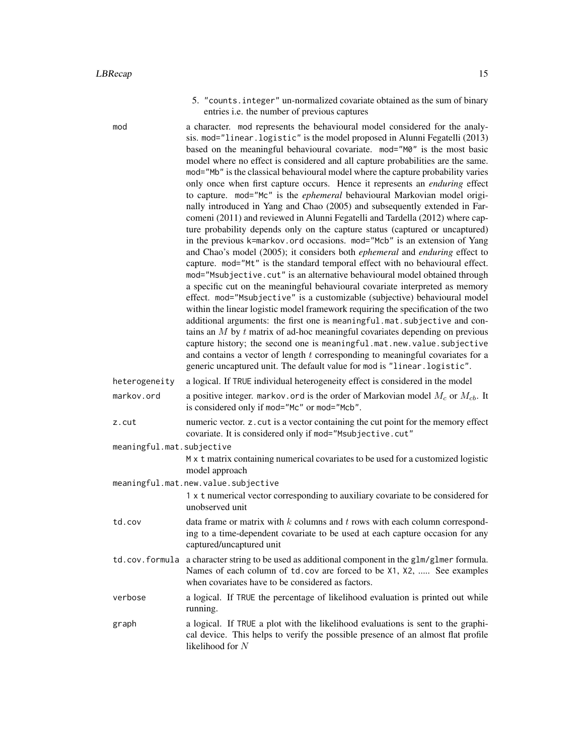5. "counts.integer" un-normalized covariate obtained as the sum of binary entries i.e. the number of previous captures

**mod** a character. mod represents the behavioural model considered for the analysis. mod="linear.logistic" is the model proposed in Alunni Fegatelli (2013) based on the meaningful behavioural covariate. mod="M0" is the most basic model where no effect is considered and all capture probabilities are the same. mod="Mb" is the classical behavioural model where the capture probability varies only once when first capture occurs. Hence it represents an *enduring* effect to capture. mod="Mc" is the *ephemeral* behavioural Markovian model originally introduced in Yang and Chao (2005) and subsequently extended in Farcomeni (2011) and reviewed in Alunni Fegatelli and Tardella (2012) where capture probability depends only on the capture status (captured or uncaptured) in the previous k=markov.ord occasions. mod="Mcb" is an extension of Yang and Chao's model (2005); it considers both *ephemeral* and *enduring* effect to capture. mod="Mt" is the standard temporal effect with no behavioural effect. mod="Msubjective.cut" is an alternative behavioural model obtained through a specific cut on the meaningful behavioural covariate interpreted as memory effect. mod="Msubjective" is a customizable (subjective) behavioural model within the linear logistic model framework requiring the specification of the two additional arguments: the first one is meaningful.mat.subjective and contains an $M$ by $t$ matrix of ad-hoc meaningful covariates depending on previous capture history; the second one is meaningful.mat.new.value.subjective and contains a vector of length $t$ corresponding to meaningful covariates for a generic uncaptured unit. The default value for mod is "linear.logistic".

**heterogeneity** a logical. If TRUE individual heterogeneity effect is considered in the model

**markov.ord** a positive integer. markov.ord is the order of Markovian model $M_c$ or $M_{cb}$. It is considered only if mod="Mc" or mod="Mcb".

**z.cut** numeric vector. z.cut is a vector containing the cut point for the memory effect covariate. It is considered only if mod="Msubjective.cut"

**meaningful.mat.subjective**
M x t matrix containing numerical covariates to be used for a customized logistic model approach

**meaningful.mat.new.value.subjective**
1 x t numerical vector corresponding to auxiliary covariate to be considered for unobserved unit

**td.cov** data frame or matrix with $k$ columns and $t$ rows with each column corresponding to a time-dependent covariate to be used at each capture occasion for any captured/uncaptured unit

**td.cov.formula** a character string to be used as additional component in the glm/glmer formula. Names of each column of td.cov are forced to be X1, X2, ..... See examples when covariates have to be considered as factors.

**verbose** a logical. If TRUE the percentage of likelihood evaluation is printed out while running.

**graph** a logical. If TRUE a plot with the likelihood evaluations is sent to the graphical device. This helps to verify the possible presence of an almost flat profile likelihood for $N$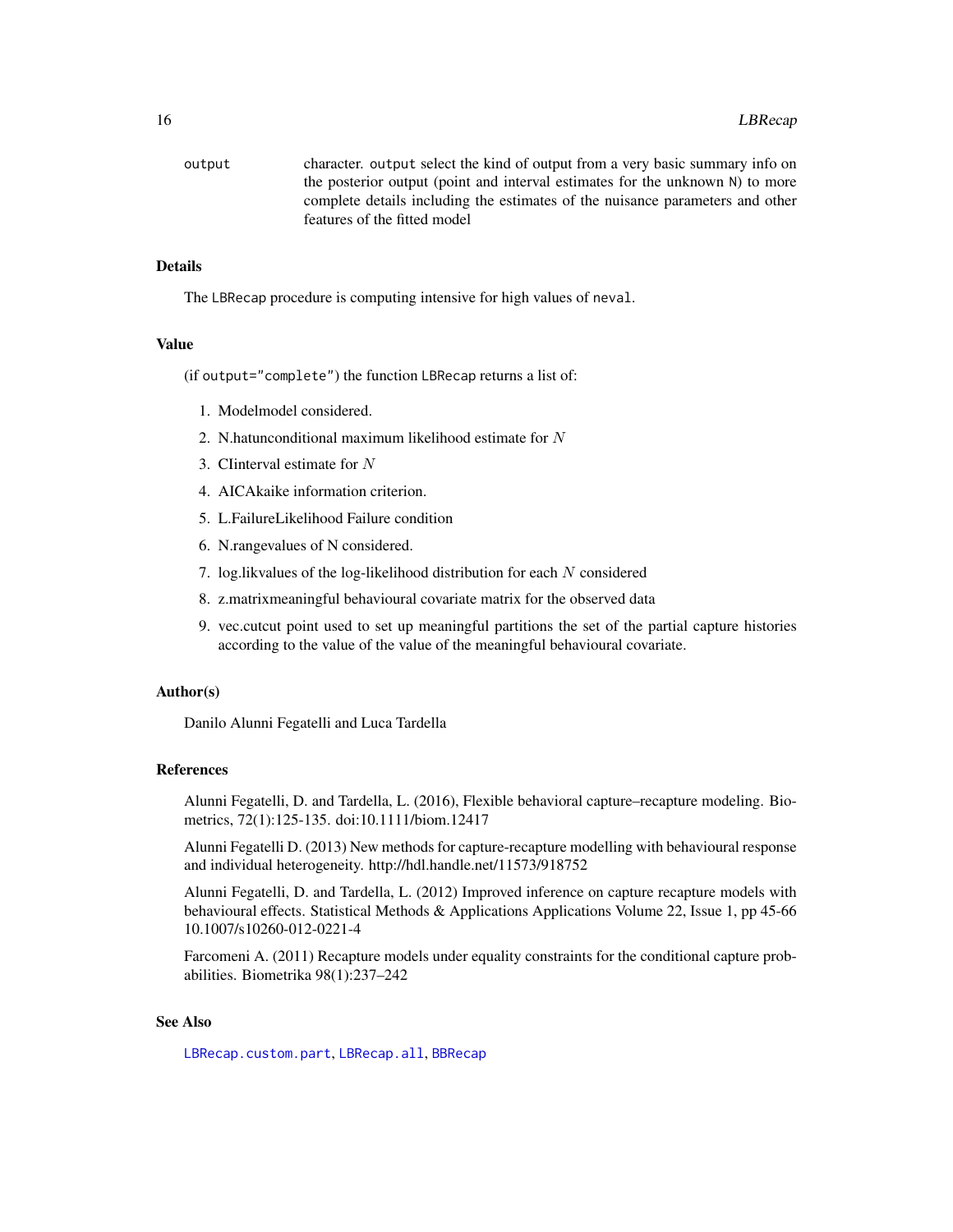`output` character. `output` select the kind of output from a very basic summary info on the posterior output (point and interval estimates for the unknown `N`) to more complete details including the estimates of the nuisance parameters and other features of the fitted model

## Details

The `LBRecap` procedure is computing intensive for high values of `neval`.

## Value

(if `output="complete"`) the function `LBRecap` returns a list of:

1. Modelmodel considered.
2. N.hatunconditional maximum likelihood estimate for $N$
3. CIinterval estimate for $N$
4. AICAkaike information criterion.
5. L.FailureLikelihood Failure condition
6. N.rangevalues of N considered.
7. log.likvalues of the log-likelihood distribution for each $N$ considered
8. z.matrixmeaningful behavioural covariate matrix for the observed data
9. vec.cutcut point used to set up meaningful partitions the set of the partial capture histories according to the value of the value of the meaningful behavioural covariate.

## Author(s)

Danilo Alunni Fegatelli and Luca Tardella

## References

Alunni Fegatelli, D. and Tardella, L. (2016), Flexible behavioral capture–recapture modeling. Biometrics, 72(1):125-135. doi:10.1111/biom.12417

Alunni Fegatelli D. (2013) New methods for capture-recapture modelling with behavioural response and individual heterogeneity. http://hdl.handle.net/11573/918752

Alunni Fegatelli, D. and Tardella, L. (2012) Improved inference on capture recapture models with behavioural effects. Statistical Methods & Applications Applications Volume 22, Issue 1, pp 45-66 10.1007/s10260-012-0221-4

Farcomeni A. (2011) Recapture models under equality constraints for the conditional capture probabilities. Biometrika 98(1):237–242

## See Also

`LBRecap.custom.part`, `LBRecap.all`, `BBRecap`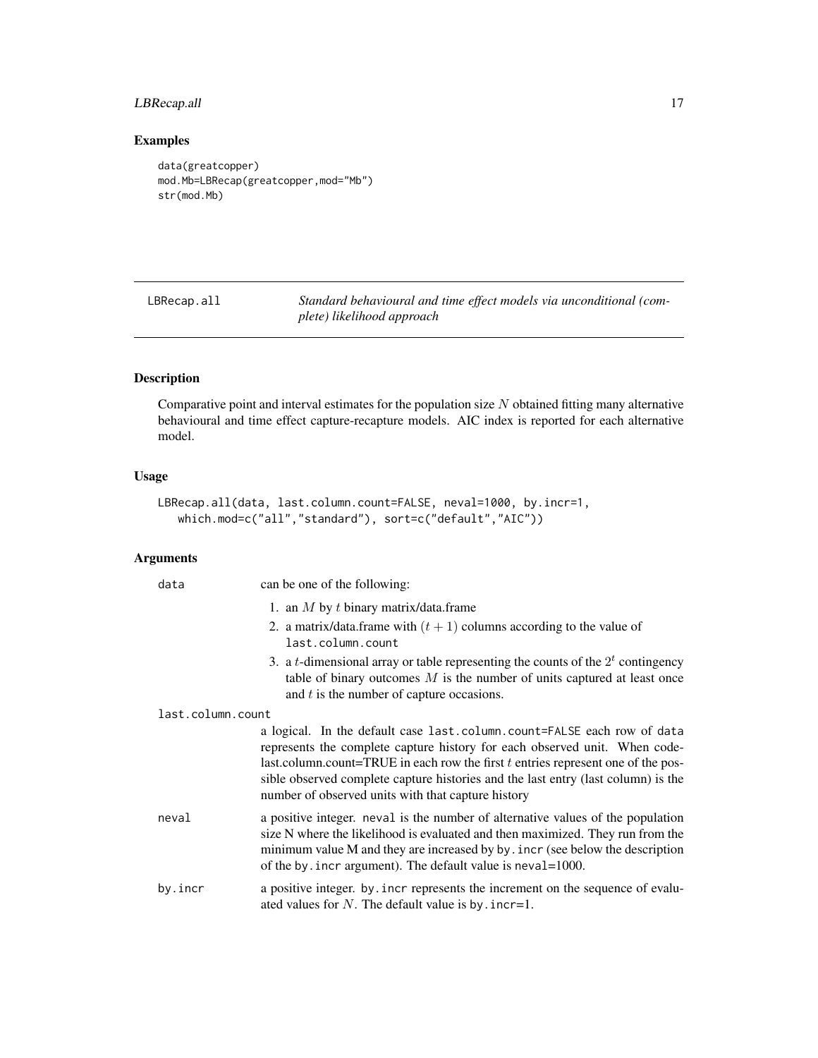## Examples

```
data(greatcopper)
mod.Mb=LBRecap(greatcopper,mod="Mb")
str(mod.Mb)
```

---

## LBRecap.all — *Standard behavioural and time effect models via unconditional (complete) likelihood approach*

---

### Description

Comparative point and interval estimates for the population size $N$ obtained fitting many alternative behavioural and time effect capture-recapture models. AIC index is reported for each alternative model.

### Usage

```
LBRecap.all(data, last.column.count=FALSE, neval=1000, by.incr=1,
   which.mod=c("all","standard"), sort=c("default","AIC"))
```

### Arguments

`data` — can be one of the following:

1. an $M$ by $t$ binary matrix/data.frame
2. a matrix/data.frame with $(t+1)$ columns according to the value of `last.column.count`
3. a $t$-dimensional array or table representing the counts of the $2^t$ contingency table of binary outcomes $M$ is the number of units captured at least once and $t$ is the number of capture occasions.

`last.column.count` — a logical. In the default case `last.column.count=FALSE` each row of `data` represents the complete capture history for each observed unit. When code-last.column.count=TRUE in each row the first $t$ entries represent one of the possible observed complete capture histories and the last entry (last column) is the number of observed units with that capture history

`neval` — a positive integer. `neval` is the number of alternative values of the population size N where the likelihood is evaluated and then maximized. They run from the minimum value M and they are increased by `by.incr` (see below the description of the `by.incr` argument). The default value is `neval=1000`.

`by.incr` — a positive integer. `by.incr` represents the increment on the sequence of evaluated values for $N$. The default value is `by.incr=1`.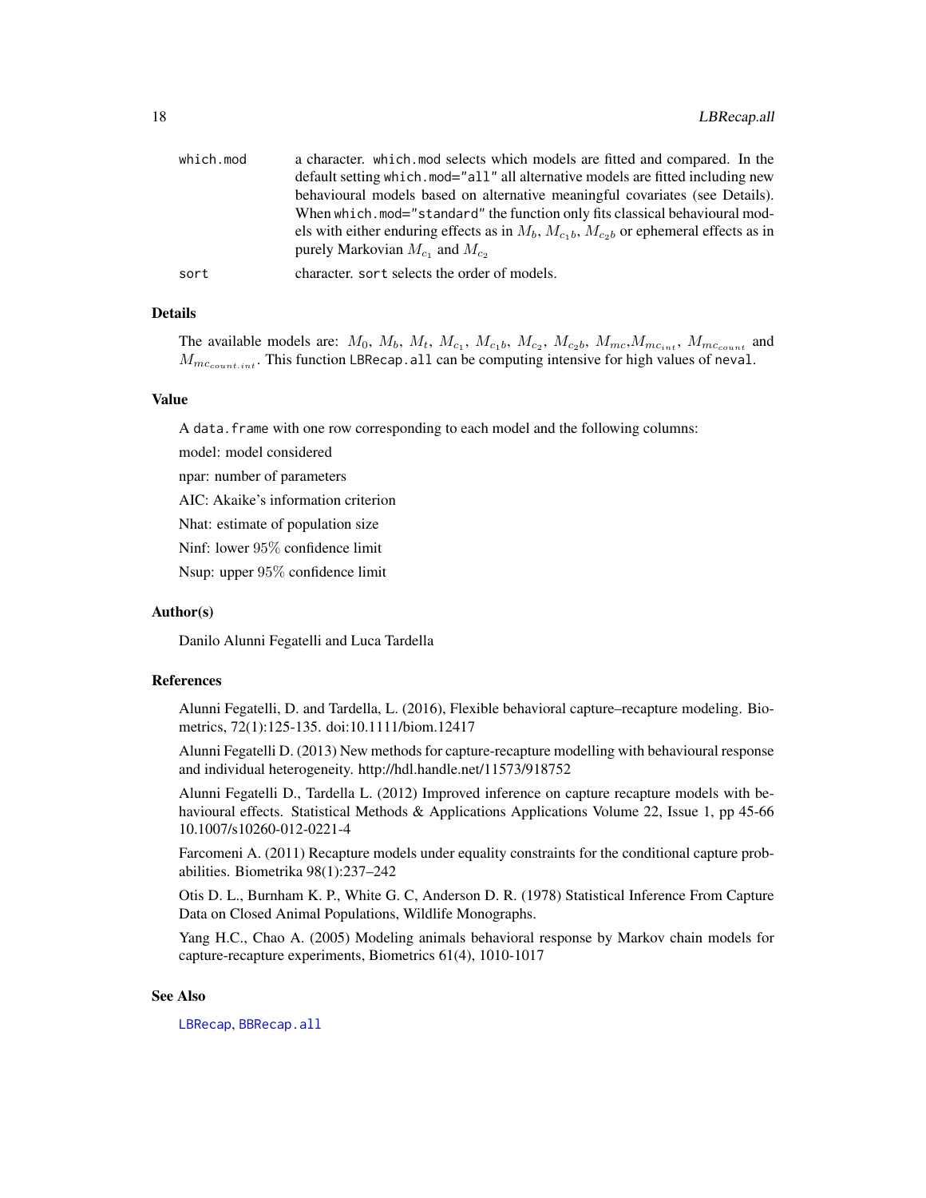| | |
|---|---|
| `which.mod` | a character. `which.mod` selects which models are fitted and compared. In the default setting `which.mod="all"` all alternative models are fitted including new behavioural models based on alternative meaningful covariates (see Details). When `which.mod="standard"` the function only fits classical behavioural models with either enduring effects as in $M_b$, $M_{c_1b}$, $M_{c_2b}$ or ephemeral effects as in purely Markovian $M_{c_1}$ and $M_{c_2}$ |
| `sort` | character. `sort` selects the order of models. |

## Details

The available models are: $M_0$, $M_b$, $M_t$, $M_{c_1}$, $M_{c_1b}$, $M_{c_2}$, $M_{c_2b}$, $M_{mc}$,$M_{mc_{int}}$, $M_{mc_{count}}$ and $M_{mc_{count.int}}$. This function `LBRecap.all` can be computing intensive for high values of `neval`.

## Value

A `data.frame` with one row corresponding to each model and the following columns:

model: model considered

npar: number of parameters

AIC: Akaike's information criterion

Nhat: estimate of population size

Ninf: lower 95% confidence limit

Nsup: upper 95% confidence limit

## Author(s)

Danilo Alunni Fegatelli and Luca Tardella

## References

Alunni Fegatelli, D. and Tardella, L. (2016), Flexible behavioral capture–recapture modeling. Biometrics, 72(1):125-135. doi:10.1111/biom.12417

Alunni Fegatelli D. (2013) New methods for capture-recapture modelling with behavioural response and individual heterogeneity. http://hdl.handle.net/11573/918752

Alunni Fegatelli D., Tardella L. (2012) Improved inference on capture recapture models with behavioural effects. Statistical Methods & Applications Applications Volume 22, Issue 1, pp 45-66 10.1007/s10260-012-0221-4

Farcomeni A. (2011) Recapture models under equality constraints for the conditional capture probabilities. Biometrika 98(1):237–242

Otis D. L., Burnham K. P., White G. C, Anderson D. R. (1978) Statistical Inference From Capture Data on Closed Animal Populations, Wildlife Monographs.

Yang H.C., Chao A. (2005) Modeling animals behavioral response by Markov chain models for capture-recapture experiments, Biometrics 61(4), 1010-1017

## See Also

`LBRecap`, `BBRecap.all`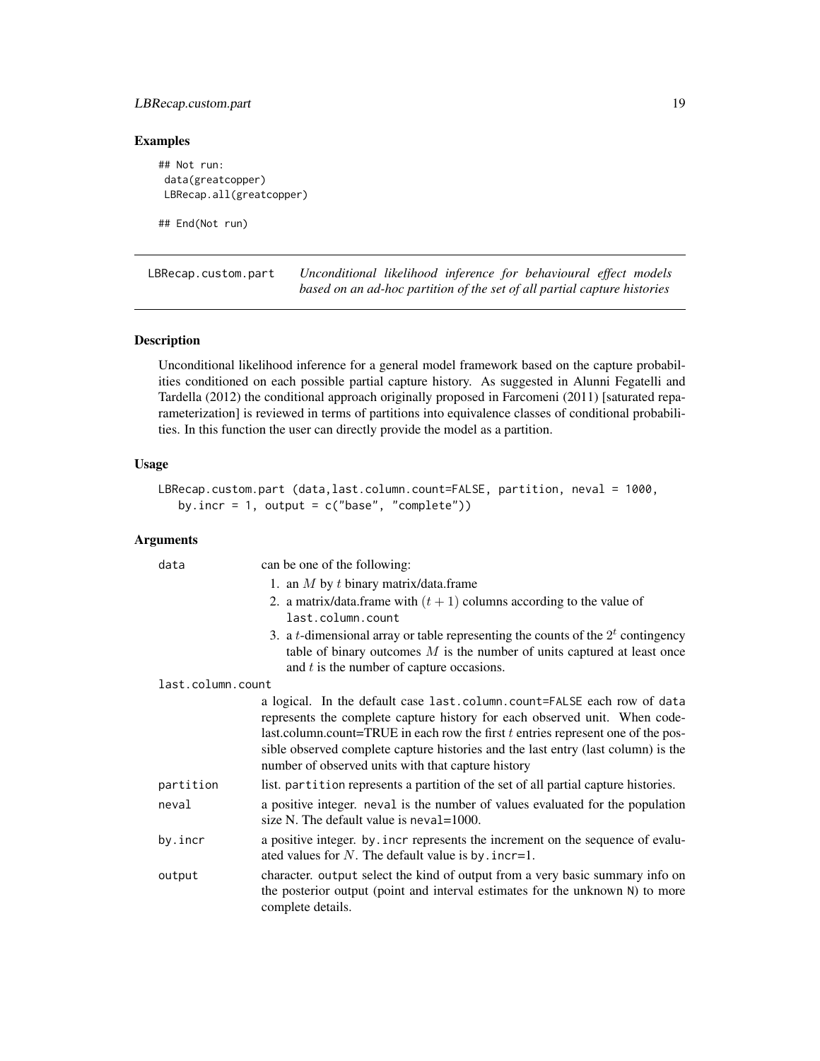## Examples

```
## Not run:
 data(greatcopper)
 LBRecap.all(greatcopper)

## End(Not run)
```

---

LBRecap.custom.part — *Unconditional likelihood inference for behavioural effect models based on an ad-hoc partition of the set of all partial capture histories*

---

### Description

Unconditional likelihood inference for a general model framework based on the capture probabilities conditioned on each possible partial capture history. As suggested in Alunni Fegatelli and Tardella (2012) the conditional approach originally proposed in Farcomeni (2011) [saturated reparameterization] is reviewed in terms of partitions into equivalence classes of conditional probabilities. In this function the user can directly provide the model as a partition.

### Usage

```
LBRecap.custom.part (data,last.column.count=FALSE, partition, neval = 1000,
   by.incr = 1, output = c("base", "complete"))
```

### Arguments

**data** can be one of the following:

1. an $M$ by $t$ binary matrix/data.frame
2. a matrix/data.frame with $(t+1)$ columns according to the value of `last.column.count`
3. a $t$-dimensional array or table representing the counts of the $2^t$ contingency table of binary outcomes $M$ is the number of units captured at least once and $t$ is the number of capture occasions.

**last.column.count** a logical. In the default case `last.column.count=FALSE` each row of `data` represents the complete capture history for each observed unit. When code-last.column.count=TRUE in each row the first $t$ entries represent one of the possible observed complete capture histories and the last entry (last column) is the number of observed units with that capture history

**partition** list. `partition` represents a partition of the set of all partial capture histories.

**neval** a positive integer. `neval` is the number of values evaluated for the population size N. The default value is neval=1000.

**by.incr** a positive integer. `by.incr` represents the increment on the sequence of evaluated values for $N$. The default value is `by.incr=1`.

**output** character. `output` select the kind of output from a very basic summary info on the posterior output (point and interval estimates for the unknown `N`) to more complete details.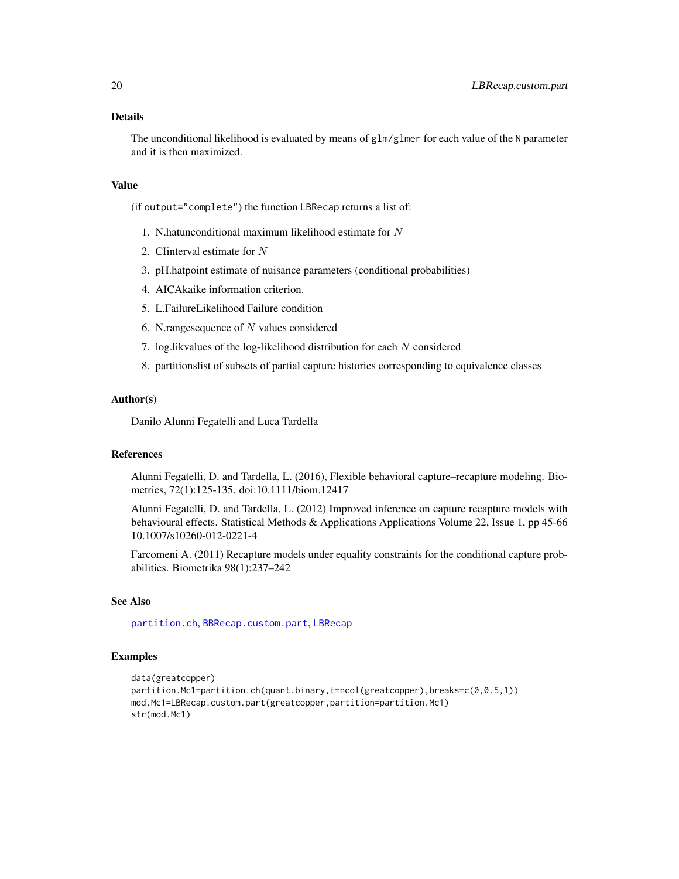### Details

The unconditional likelihood is evaluated by means of `glm/glmer` for each value of the `N` parameter and it is then maximized.

### Value

(if `output="complete"`) the function `LBRecap` returns a list of:

1. N.hatunconditional maximum likelihood estimate for $N$
2. CIinterval estimate for $N$
3. pH.hatpoint estimate of nuisance parameters (conditional probabilities)
4. AICAkaike information criterion.
5. L.FailureLikelihood Failure condition
6. N.rangesequence of $N$ values considered
7. log.likvalues of the log-likelihood distribution for each $N$ considered
8. partitionslist of subsets of partial capture histories corresponding to equivalence classes

### Author(s)

Danilo Alunni Fegatelli and Luca Tardella

### References

Alunni Fegatelli, D. and Tardella, L. (2016), Flexible behavioral capture–recapture modeling. Biometrics, 72(1):125-135. doi:10.1111/biom.12417

Alunni Fegatelli, D. and Tardella, L. (2012) Improved inference on capture recapture models with behavioural effects. Statistical Methods & Applications Applications Volume 22, Issue 1, pp 45-66 10.1007/s10260-012-0221-4

Farcomeni A. (2011) Recapture models under equality constraints for the conditional capture probabilities. Biometrika 98(1):237–242

### See Also

`partition.ch`, `BBRecap.custom.part`, `LBRecap`

### Examples

```
data(greatcopper)
partition.Mc1=partition.ch(quant.binary,t=ncol(greatcopper),breaks=c(0,0.5,1))
mod.Mc1=LBRecap.custom.part(greatcopper,partition=partition.Mc1)
str(mod.Mc1)
```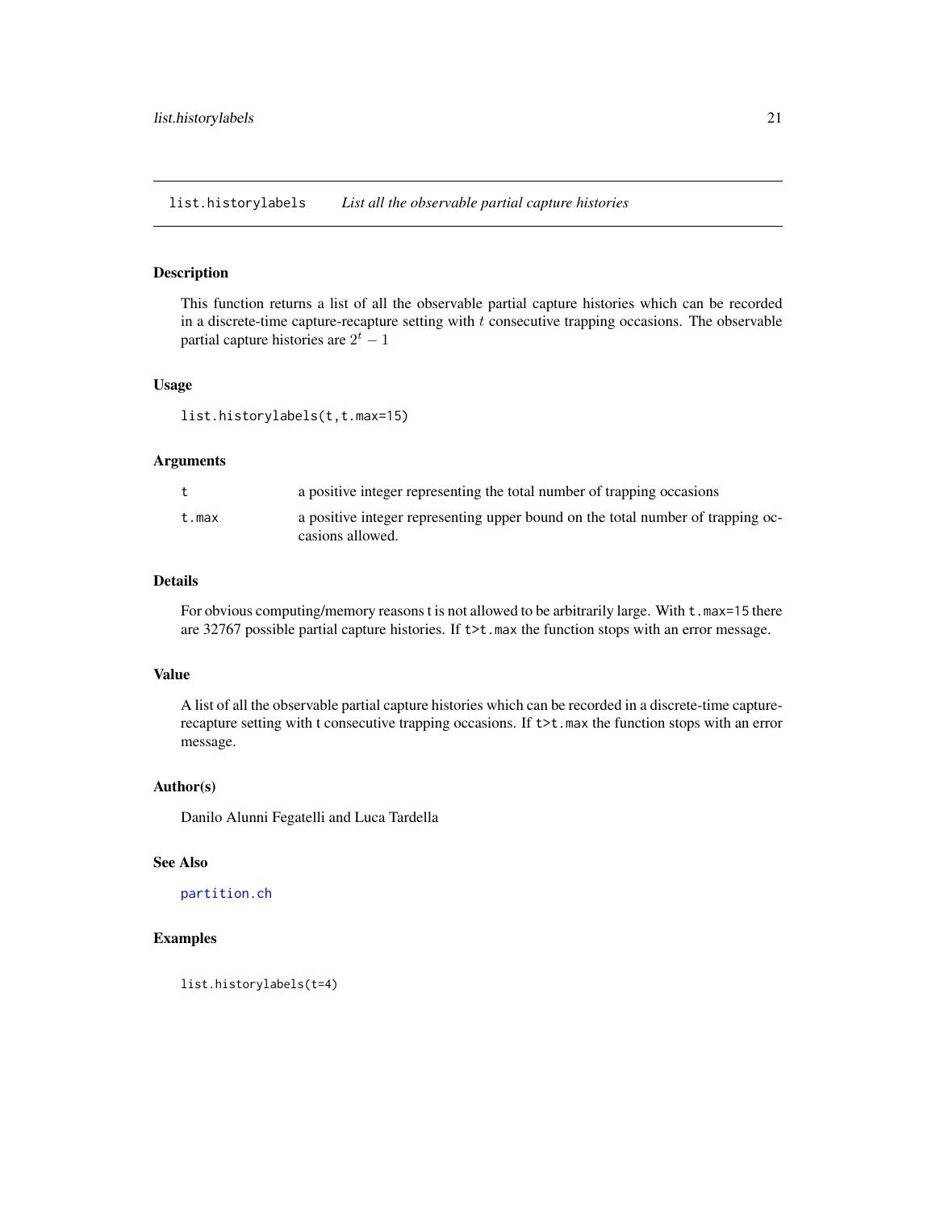`list.historylabels` *List all the observable partial capture histories*

## Description

This function returns a list of all the observable partial capture histories which can be recorded in a discrete-time capture-recapture setting with $t$ consecutive trapping occasions. The observable partial capture histories are $2^t - 1$

## Usage

```
list.historylabels(t,t.max=15)
```

## Arguments

| | |
|---|---|
| `t` | a positive integer representing the total number of trapping occasions |
| `t.max` | a positive integer representing upper bound on the total number of trapping occasions allowed. |

## Details

For obvious computing/memory reasons t is not allowed to be arbitrarily large. With `t.max=15` there are 32767 possible partial capture histories. If `t>t.max` the function stops with an error message.

## Value

A list of all the observable partial capture histories which can be recorded in a discrete-time capture-recapture setting with t consecutive trapping occasions. If `t>t.max` the function stops with an error message.

## Author(s)

Danilo Alunni Fegatelli and Luca Tardella

## See Also

`partition.ch`

## Examples

```
list.historylabels(t=4)
```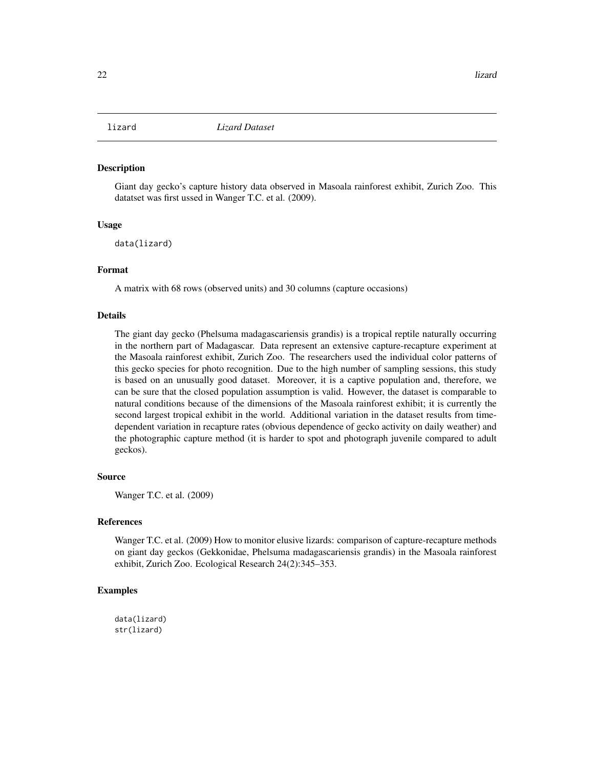# lizard — *Lizard Dataset*

## Description

Giant day gecko's capture history data observed in Masoala rainforest exhibit, Zurich Zoo. This datatset was first ussed in Wanger T.C. et al. (2009).

## Usage

```
data(lizard)
```

## Format

A matrix with 68 rows (observed units) and 30 columns (capture occasions)

## Details

The giant day gecko (Phelsuma madagascariensis grandis) is a tropical reptile naturally occurring in the northern part of Madagascar. Data represent an extensive capture-recapture experiment at the Masoala rainforest exhibit, Zurich Zoo. The researchers used the individual color patterns of this gecko species for photo recognition. Due to the high number of sampling sessions, this study is based on an unusually good dataset. Moreover, it is a captive population and, therefore, we can be sure that the closed population assumption is valid. However, the dataset is comparable to natural conditions because of the dimensions of the Masoala rainforest exhibit; it is currently the second largest tropical exhibit in the world. Additional variation in the dataset results from time-dependent variation in recapture rates (obvious dependence of gecko activity on daily weather) and the photographic capture method (it is harder to spot and photograph juvenile compared to adult geckos).

## Source

Wanger T.C. et al. (2009)

## References

Wanger T.C. et al. (2009) How to monitor elusive lizards: comparison of capture-recapture methods on giant day geckos (Gekkonidae, Phelsuma madagascariensis grandis) in the Masoala rainforest exhibit, Zurich Zoo. Ecological Research 24(2):345–353.

## Examples

```
data(lizard)
str(lizard)
```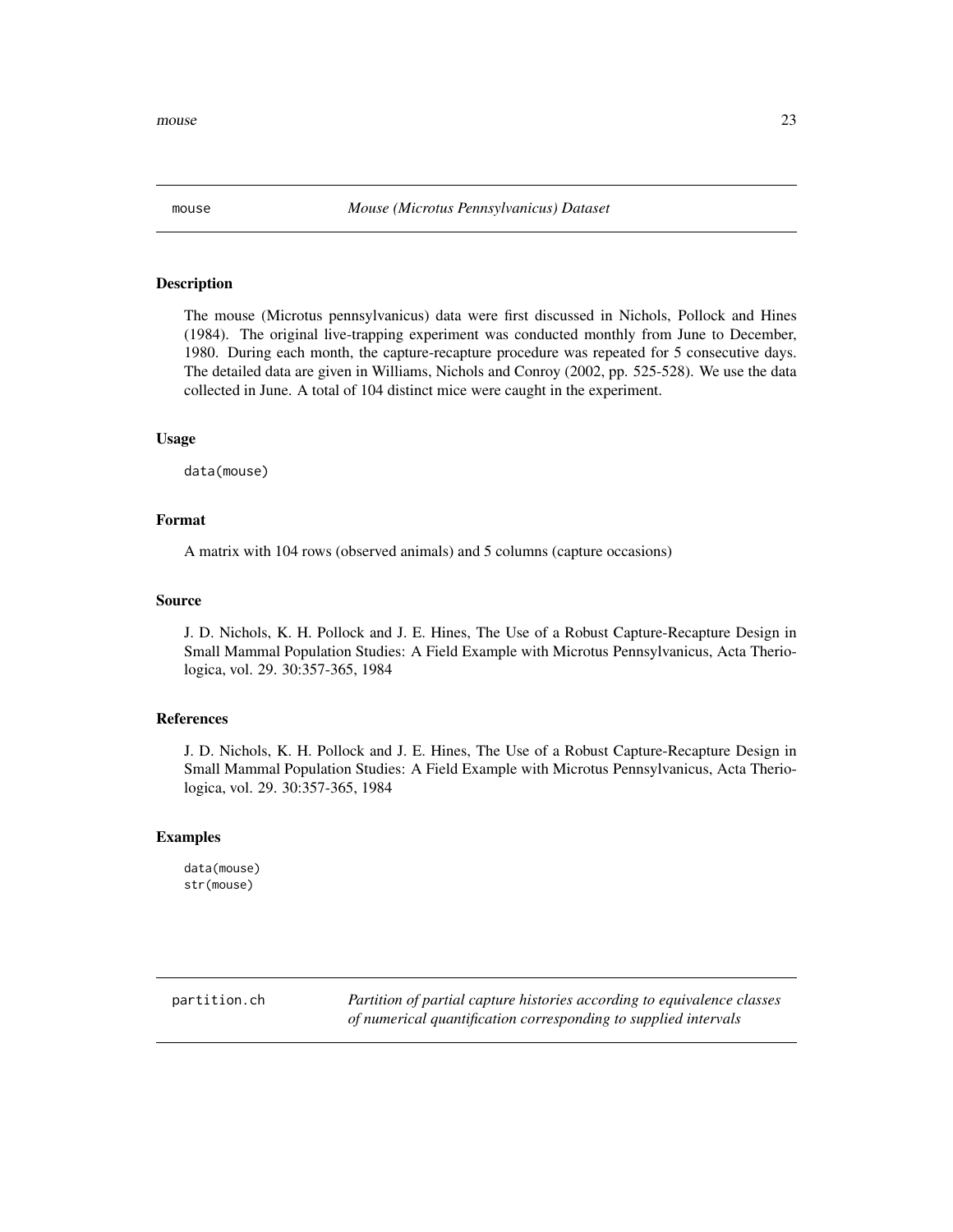## mouse *Mouse (Microtus Pennsylvanicus) Dataset*

### Description

The mouse (Microtus pennsylvanicus) data were first discussed in Nichols, Pollock and Hines (1984). The original live-trapping experiment was conducted monthly from June to December, 1980. During each month, the capture-recapture procedure was repeated for 5 consecutive days. The detailed data are given in Williams, Nichols and Conroy (2002, pp. 525-528). We use the data collected in June. A total of 104 distinct mice were caught in the experiment.

### Usage

```
data(mouse)
```

### Format

A matrix with 104 rows (observed animals) and 5 columns (capture occasions)

### Source

J. D. Nichols, K. H. Pollock and J. E. Hines, The Use of a Robust Capture-Recapture Design in Small Mammal Population Studies: A Field Example with Microtus Pennsylvanicus, Acta Theriologica, vol. 29. 30:357-365, 1984

### References

J. D. Nichols, K. H. Pollock and J. E. Hines, The Use of a Robust Capture-Recapture Design in Small Mammal Population Studies: A Field Example with Microtus Pennsylvanicus, Acta Theriologica, vol. 29. 30:357-365, 1984

### Examples

```
data(mouse)
str(mouse)
```

## partition.ch *Partition of partial capture histories according to equivalence classes of numerical quantification corresponding to supplied intervals*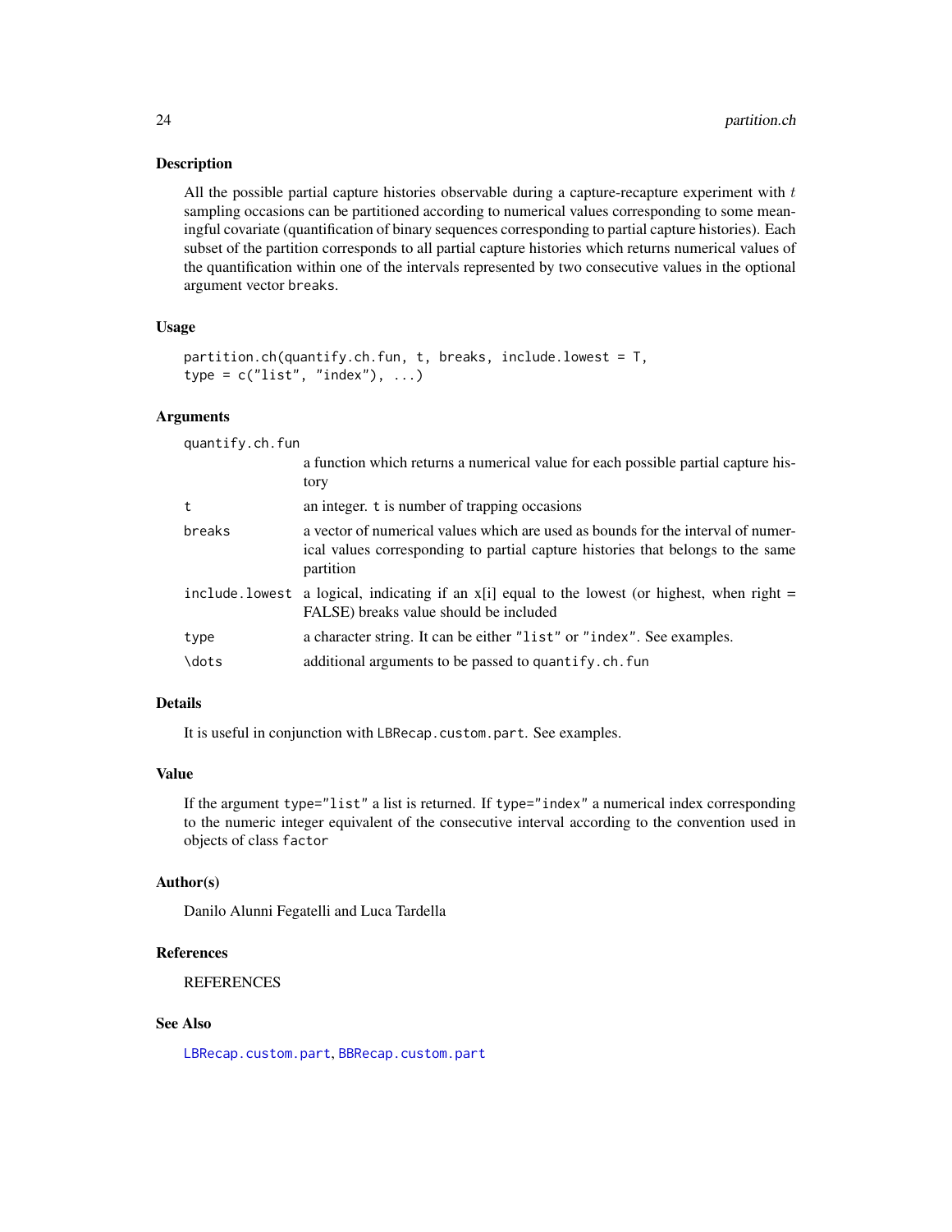## Description

All the possible partial capture histories observable during a capture-recapture experiment with $t$ sampling occasions can be partitioned according to numerical values corresponding to some meaningful covariate (quantification of binary sequences corresponding to partial capture histories). Each subset of the partition corresponds to all partial capture histories which returns numerical values of the quantification within one of the intervals represented by two consecutive values in the optional argument vector breaks.

## Usage

```
partition.ch(quantify.ch.fun, t, breaks, include.lowest = T,
type = c("list", "index"), ...)
```

## Arguments

| | |
|---|---|
| quantify.ch.fun | a function which returns a numerical value for each possible partial capture history |
| t | an integer. t is number of trapping occasions |
| breaks | a vector of numerical values which are used as bounds for the interval of numerical values corresponding to partial capture histories that belongs to the same partition |
| include.lowest | a logical, indicating if an x[i] equal to the lowest (or highest, when right = FALSE) breaks value should be included |
| type | a character string. It can be either "list" or "index". See examples. |
| \dots | additional arguments to be passed to quantify.ch.fun |

## Details

It is useful in conjunction with LBRecap.custom.part. See examples.

## Value

If the argument type="list" a list is returned. If type="index" a numerical index corresponding to the numeric integer equivalent of the consecutive interval according to the convention used in objects of class factor

## Author(s)

Danilo Alunni Fegatelli and Luca Tardella

## References

REFERENCES

## See Also

LBRecap.custom.part, BBRecap.custom.part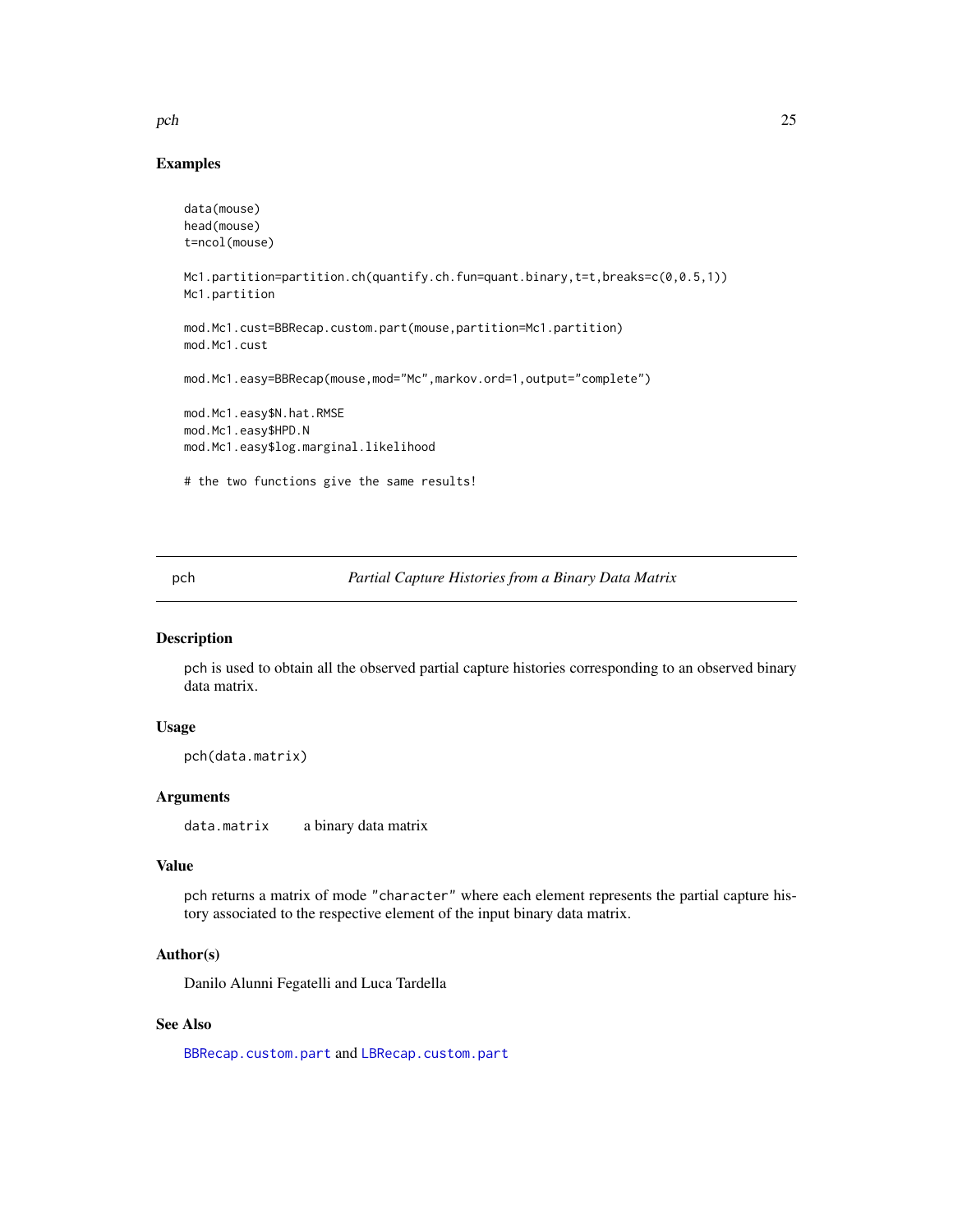## Examples

```
data(mouse)
head(mouse)
t=ncol(mouse)

Mc1.partition=partition.ch(quantify.ch.fun=quant.binary,t=t,breaks=c(0,0.5,1))
Mc1.partition

mod.Mc1.cust=BBRecap.custom.part(mouse,partition=Mc1.partition)
mod.Mc1.cust

mod.Mc1.easy=BBRecap(mouse,mod="Mc",markov.ord=1,output="complete")

mod.Mc1.easy$N.hat.RMSE
mod.Mc1.easy$HPD.N
mod.Mc1.easy$log.marginal.likelihood

# the two functions give the same results!
```

---

# pch — *Partial Capture Histories from a Binary Data Matrix*

## Description

pch is used to obtain all the observed partial capture histories corresponding to an observed binary data matrix.

## Usage

```
pch(data.matrix)
```

## Arguments

| | |
|---|---|
| `data.matrix` | a binary data matrix |

## Value

pch returns a matrix of mode `"character"` where each element represents the partial capture history associated to the respective element of the input binary data matrix.

## Author(s)

Danilo Alunni Fegatelli and Luca Tardella

## See Also

`BBRecap.custom.part` and `LBRecap.custom.part`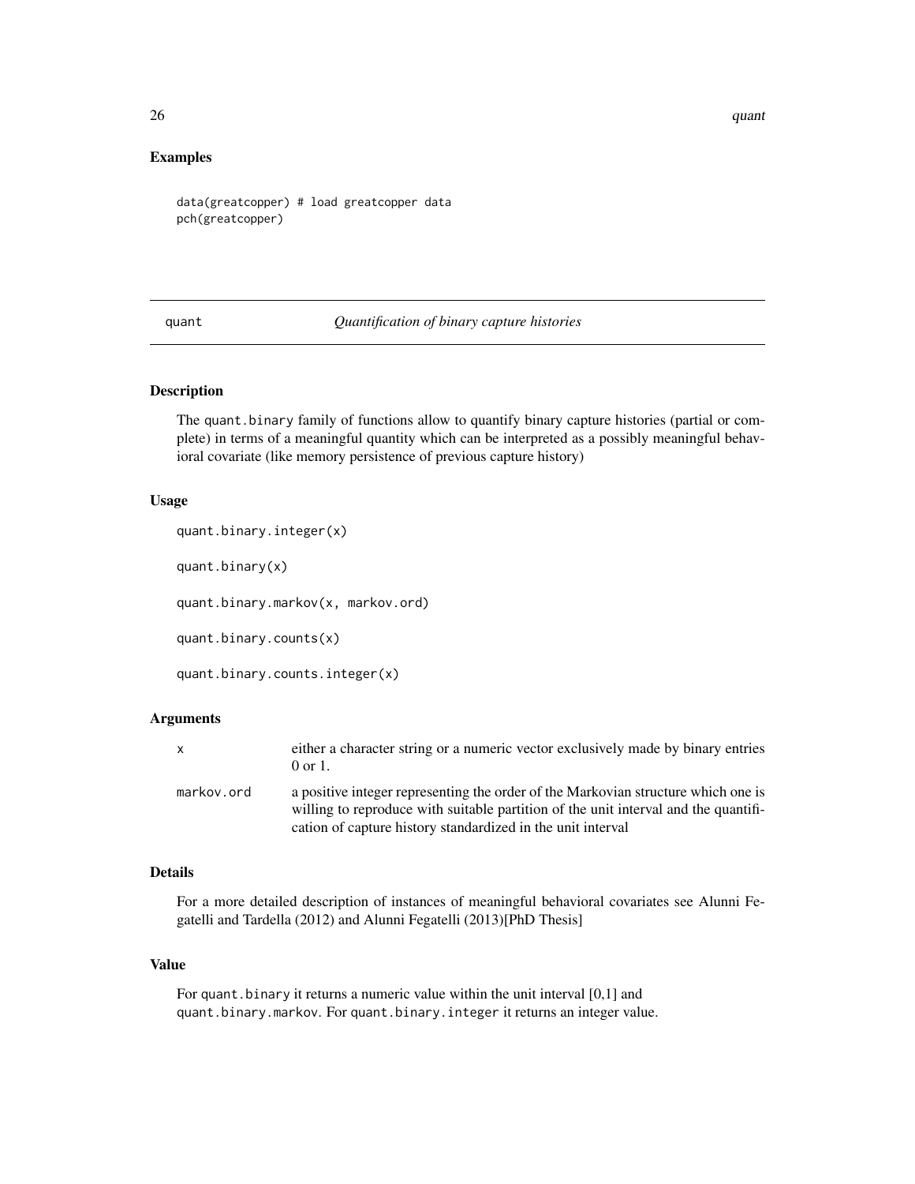## Examples

```
data(greatcopper) # load greatcopper data
pch(greatcopper)
```

---

## quant — *Quantification of binary capture histories*

### Description

The `quant.binary` family of functions allow to quantify binary capture histories (partial or complete) in terms of a meaningful quantity which can be interpreted as a possibly meaningful behavioral covariate (like memory persistence of previous capture history)

### Usage

```
quant.binary.integer(x)

quant.binary(x)

quant.binary.markov(x, markov.ord)

quant.binary.counts(x)

quant.binary.counts.integer(x)
```

### Arguments

| | |
|---|---|
| `x` | either a character string or a numeric vector exclusively made by binary entries 0 or 1. |
| `markov.ord` | a positive integer representing the order of the Markovian structure which one is willing to reproduce with suitable partition of the unit interval and the quantification of capture history standardized in the unit interval |

### Details

For a more detailed description of instances of meaningful behavioral covariates see Alunni Fegatelli and Tardella (2012) and Alunni Fegatelli (2013)[PhD Thesis]

### Value

For `quant.binary` it returns a numeric value within the unit interval [0,1] and `quant.binary.markov`. For `quant.binary.integer` it returns an integer value.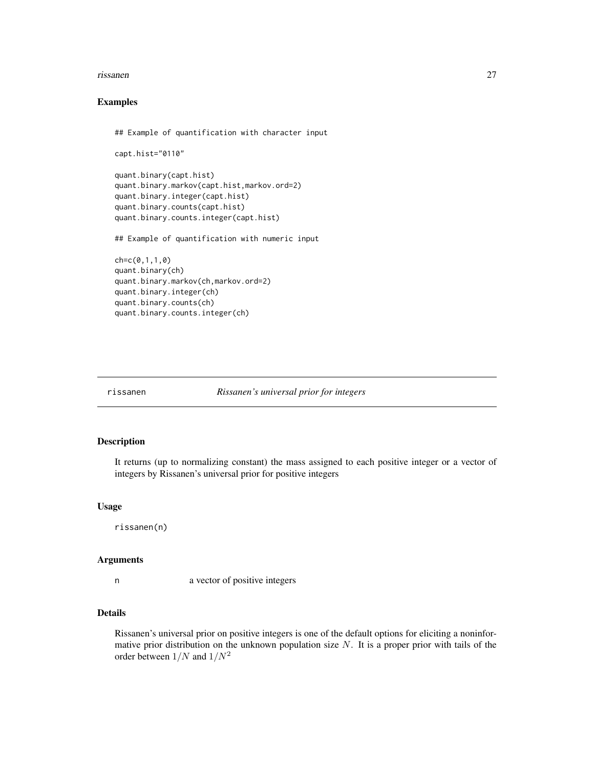## Examples

```
## Example of quantification with character input

capt.hist="0110"

quant.binary(capt.hist)
quant.binary.markov(capt.hist,markov.ord=2)
quant.binary.integer(capt.hist)
quant.binary.counts(capt.hist)
quant.binary.counts.integer(capt.hist)

## Example of quantification with numeric input

ch=c(0,1,1,0)
quant.binary(ch)
quant.binary.markov(ch,markov.ord=2)
quant.binary.integer(ch)
quant.binary.counts(ch)
quant.binary.counts.integer(ch)
```

---

# rissanen — *Rissanen's universal prior for integers*

---

## Description

It returns (up to normalizing constant) the mass assigned to each positive integer or a vector of integers by Rissanen's universal prior for positive integers

## Usage

```
rissanen(n)
```

## Arguments

| | |
|---|---|
| n | a vector of positive integers |

## Details

Rissanen's universal prior on positive integers is one of the default options for eliciting a noninformative prior distribution on the unknown population size $N$. It is a proper prior with tails of the order between $1/N$ and $1/N^2$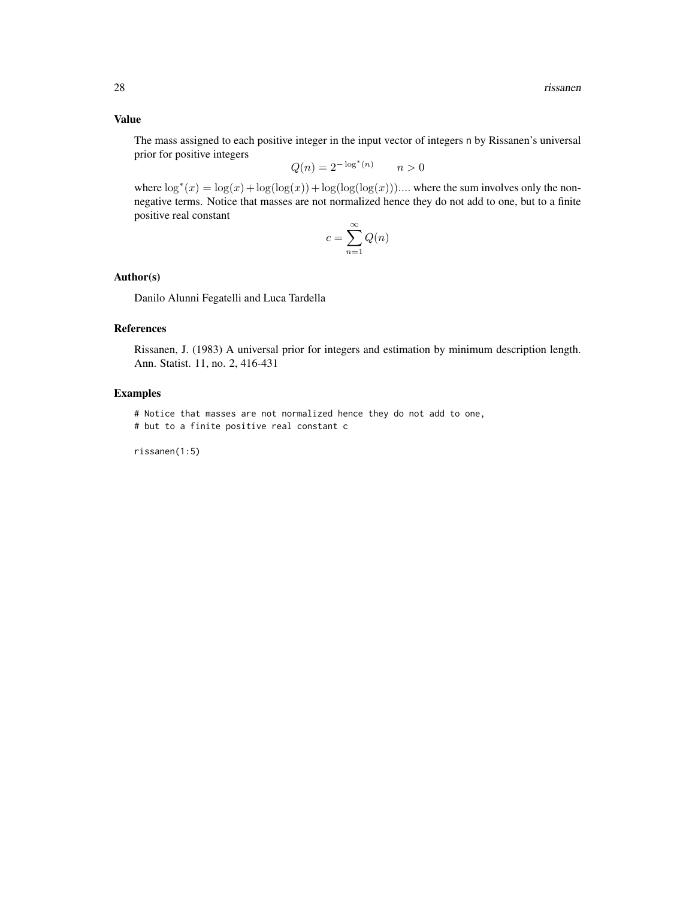## Value

The mass assigned to each positive integer in the input vector of integers n by Rissanen's universal prior for positive integers

$$Q(n) = 2^{-\log^*(n)} \qquad n > 0$$

where $\log^*(x) = \log(x) + \log(\log(x)) + \log(\log(\log(x)))....$ where the sum involves only the non-negative terms. Notice that masses are not normalized hence they do not add to one, but to a finite positive real constant

$$c = \sum_{n=1}^{\infty} Q(n)$$

## Author(s)

Danilo Alunni Fegatelli and Luca Tardella

## References

Rissanen, J. (1983) A universal prior for integers and estimation by minimum description length. Ann. Statist. 11, no. 2, 416-431

## Examples

```
# Notice that masses are not normalized hence they do not add to one,
# but to a finite positive real constant c

rissanen(1:5)
```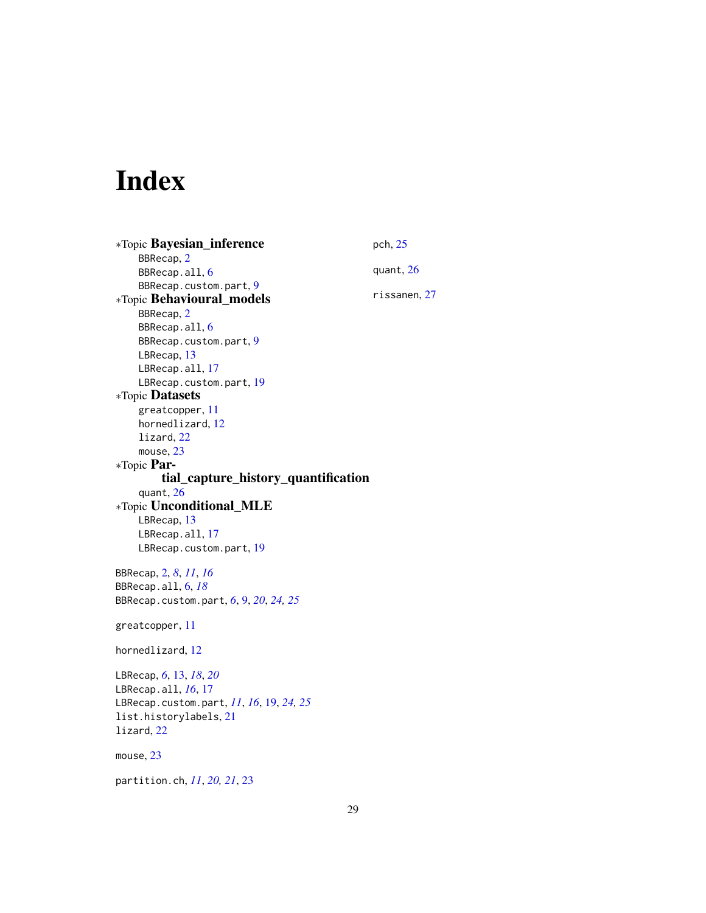# Index

∗Topic **Bayesian_inference**
  BBRecap, 2
  BBRecap.all, 6
  BBRecap.custom.part, 9

∗Topic **Behavioural_models**
  BBRecap, 2
  BBRecap.all, 6
  BBRecap.custom.part, 9
  LBRecap, 13
  LBRecap.all, 17
  LBRecap.custom.part, 19

∗Topic **Datasets**
  greatcopper, 11
  hornedlizard, 12
  lizard, 22
  mouse, 23

∗Topic **Partial_capture_history_quantification**
  quant, 26

∗Topic **Unconditional_MLE**
  LBRecap, 13
  LBRecap.all, 17
  LBRecap.custom.part, 19

BBRecap, 2, *8*, *11*, *16*
BBRecap.all, 6, *18*
BBRecap.custom.part, *6*, 9, *20*, *24, 25*

greatcopper, 11

hornedlizard, 12

LBRecap, *6*, 13, *18*, *20*
LBRecap.all, *16*, 17
LBRecap.custom.part, *11*, *16*, 19, *24, 25*
list.historylabels, 21
lizard, 22

mouse, 23

partition.ch, *11*, *20, 21*, 23
pch, 25

quant, 26

rissanen, 27